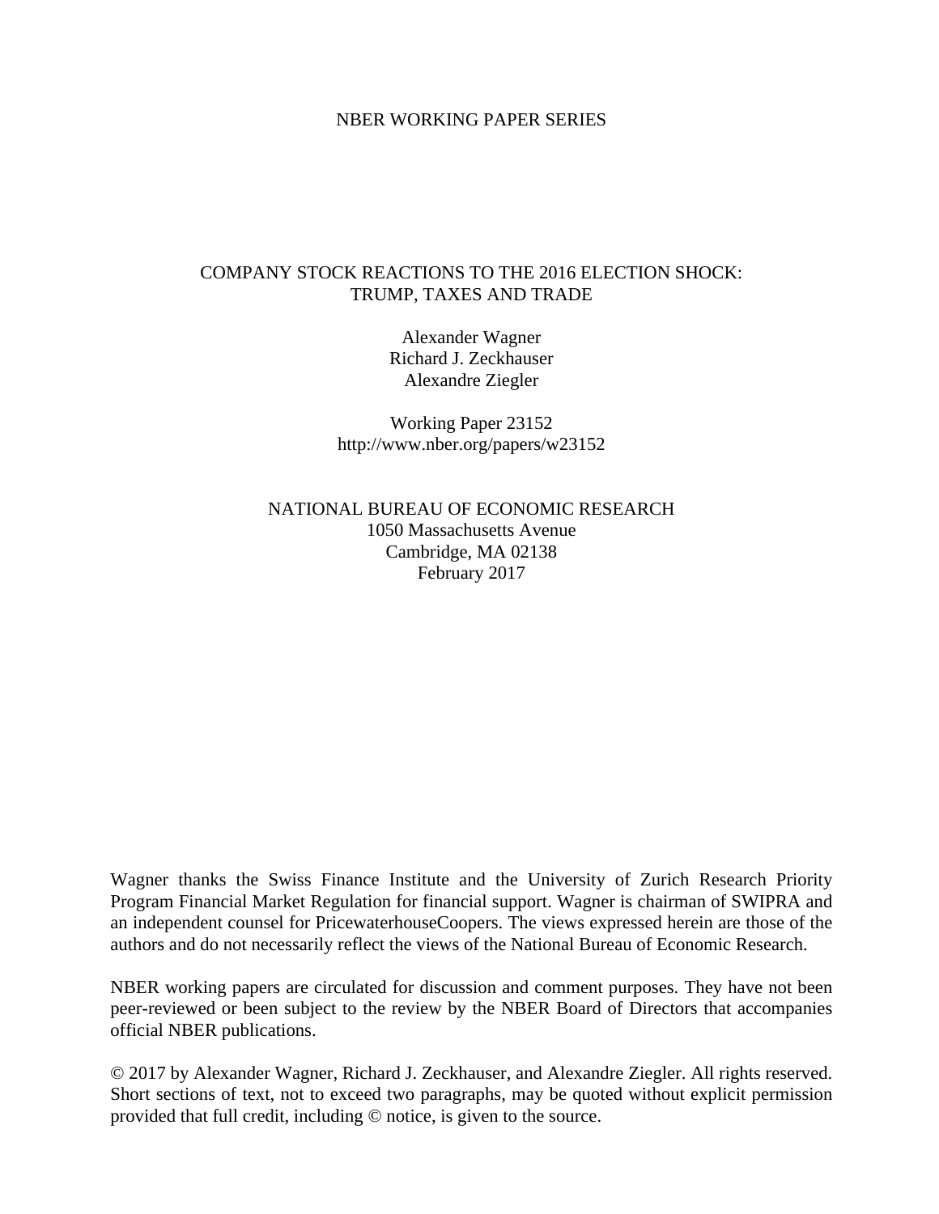NBER WORKING PAPER SERIES

# COMPANY STOCK REACTIONS TO THE 2016 ELECTION SHOCK: TRUMP, TAXES AND TRADE

Alexander Wagner
Richard J. Zeckhauser
Alexandre Ziegler

Working Paper 23152
http://www.nber.org/papers/w23152

NATIONAL BUREAU OF ECONOMIC RESEARCH
1050 Massachusetts Avenue
Cambridge, MA 02138
February 2017

Wagner thanks the Swiss Finance Institute and the University of Zurich Research Priority Program Financial Market Regulation for financial support. Wagner is chairman of SWIPRA and an independent counsel for PricewaterhouseCoopers. The views expressed herein are those of the authors and do not necessarily reflect the views of the National Bureau of Economic Research.

NBER working papers are circulated for discussion and comment purposes. They have not been peer-reviewed or been subject to the review by the NBER Board of Directors that accompanies official NBER publications.

© 2017 by Alexander Wagner, Richard J. Zeckhauser, and Alexandre Ziegler. All rights reserved. Short sections of text, not to exceed two paragraphs, may be quoted without explicit permission provided that full credit, including © notice, is given to the source.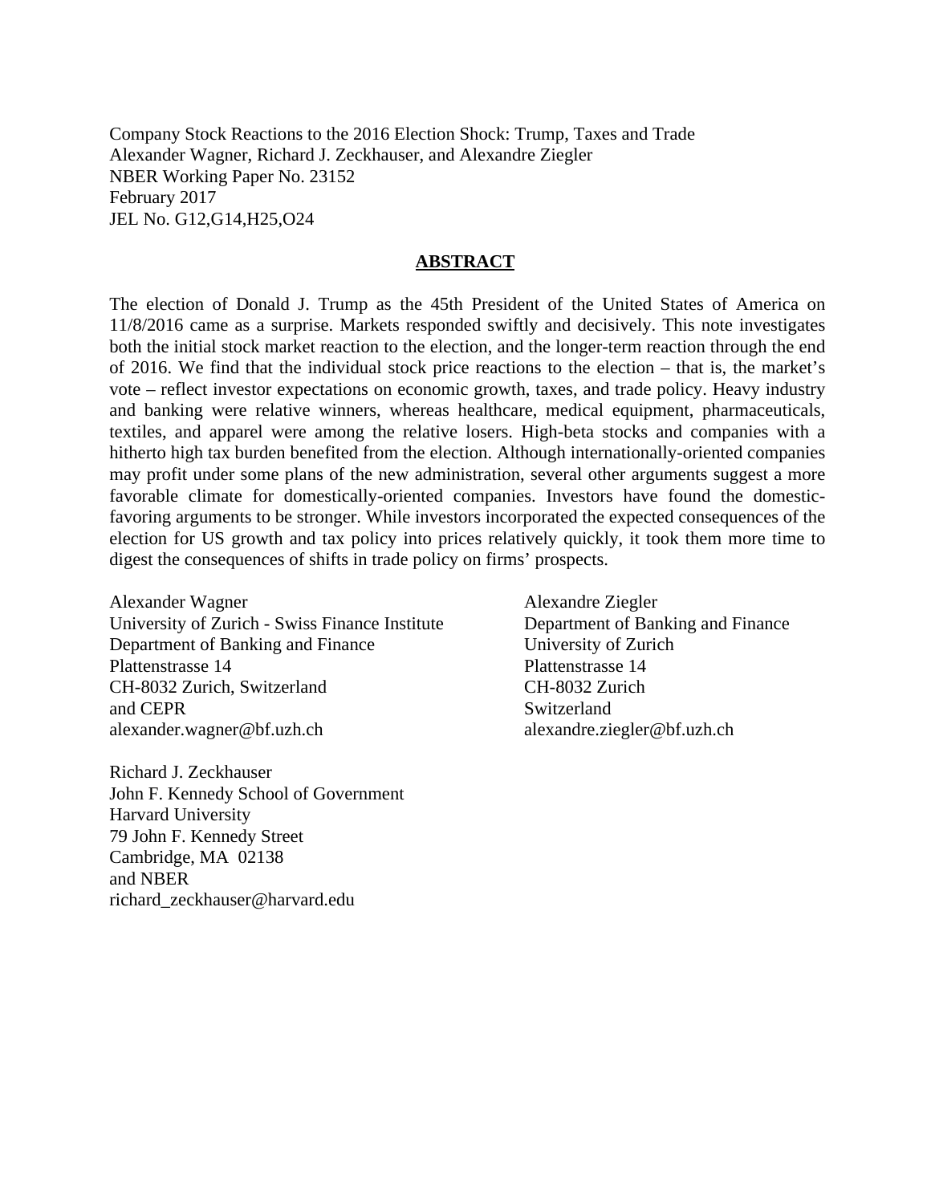Company Stock Reactions to the 2016 Election Shock: Trump, Taxes and Trade
Alexander Wagner, Richard J. Zeckhauser, and Alexandre Ziegler
NBER Working Paper No. 23152
February 2017
JEL No. G12,G14,H25,O24

## ABSTRACT

The election of Donald J. Trump as the 45th President of the United States of America on 11/8/2016 came as a surprise. Markets responded swiftly and decisively. This note investigates both the initial stock market reaction to the election, and the longer-term reaction through the end of 2016. We find that the individual stock price reactions to the election – that is, the market's vote – reflect investor expectations on economic growth, taxes, and trade policy. Heavy industry and banking were relative winners, whereas healthcare, medical equipment, pharmaceuticals, textiles, and apparel were among the relative losers. High-beta stocks and companies with a hitherto high tax burden benefited from the election. Although internationally-oriented companies may profit under some plans of the new administration, several other arguments suggest a more favorable climate for domestically-oriented companies. Investors have found the domestic-favoring arguments to be stronger. While investors incorporated the expected consequences of the election for US growth and tax policy into prices relatively quickly, it took them more time to digest the consequences of shifts in trade policy on firms' prospects.

Alexander Wagner
University of Zurich - Swiss Finance Institute
Department of Banking and Finance
Plattenstrasse 14
CH-8032 Zurich, Switzerland
and CEPR
alexander.wagner@bf.uzh.ch

Richard J. Zeckhauser
John F. Kennedy School of Government
Harvard University
79 John F. Kennedy Street
Cambridge, MA 02138
and NBER
richard_zeckhauser@harvard.edu

Alexandre Ziegler
Department of Banking and Finance
University of Zurich
Plattenstrasse 14
CH-8032 Zurich
Switzerland
alexandre.ziegler@bf.uzh.ch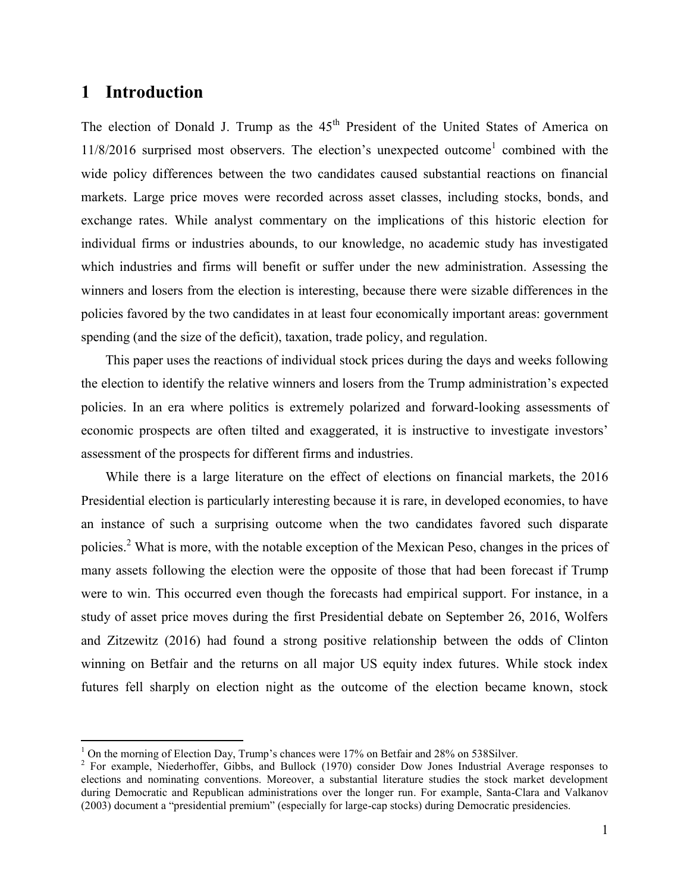# 1 Introduction

The election of Donald J. Trump as the 45th President of the United States of America on 11/8/2016 surprised most observers. The election's unexpected outcome[1] combined with the wide policy differences between the two candidates caused substantial reactions on financial markets. Large price moves were recorded across asset classes, including stocks, bonds, and exchange rates. While analyst commentary on the implications of this historic election for individual firms or industries abounds, to our knowledge, no academic study has investigated which industries and firms will benefit or suffer under the new administration. Assessing the winners and losers from the election is interesting, because there were sizable differences in the policies favored by the two candidates in at least four economically important areas: government spending (and the size of the deficit), taxation, trade policy, and regulation.

This paper uses the reactions of individual stock prices during the days and weeks following the election to identify the relative winners and losers from the Trump administration's expected policies. In an era where politics is extremely polarized and forward-looking assessments of economic prospects are often tilted and exaggerated, it is instructive to investigate investors' assessment of the prospects for different firms and industries.

While there is a large literature on the effect of elections on financial markets, the 2016 Presidential election is particularly interesting because it is rare, in developed economies, to have an instance of such a surprising outcome when the two candidates favored such disparate policies.[2] What is more, with the notable exception of the Mexican Peso, changes in the prices of many assets following the election were the opposite of those that had been forecast if Trump were to win. This occurred even though the forecasts had empirical support. For instance, in a study of asset price moves during the first Presidential debate on September 26, 2016, Wolfers and Zitzewitz (2016) had found a strong positive relationship between the odds of Clinton winning on Betfair and the returns on all major US equity index futures. While stock index futures fell sharply on election night as the outcome of the election became known, stock

[1] On the morning of Election Day, Trump's chances were 17% on Betfair and 28% on 538Silver.

[2] For example, Niederhoffer, Gibbs, and Bullock (1970) consider Dow Jones Industrial Average responses to elections and nominating conventions. Moreover, a substantial literature studies the stock market development during Democratic and Republican administrations over the longer run. For example, Santa-Clara and Valkanov (2003) document a "presidential premium" (especially for large-cap stocks) during Democratic presidencies.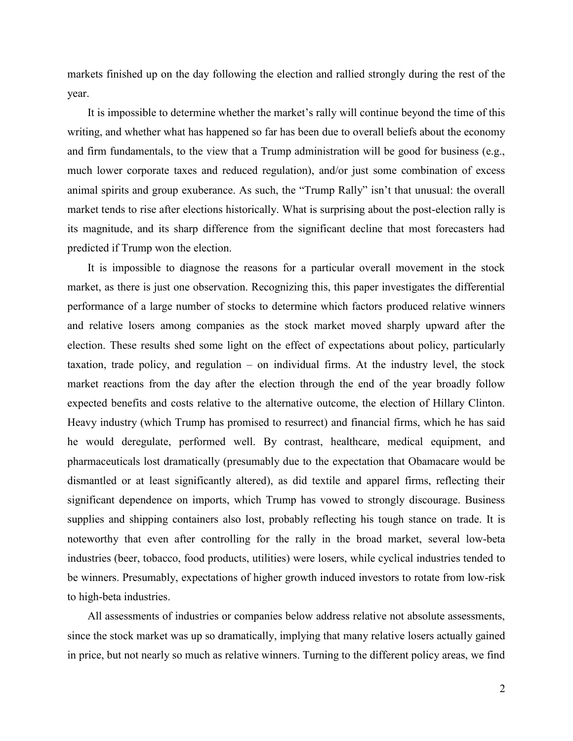markets finished up on the day following the election and rallied strongly during the rest of the year.

It is impossible to determine whether the market's rally will continue beyond the time of this writing, and whether what has happened so far has been due to overall beliefs about the economy and firm fundamentals, to the view that a Trump administration will be good for business (e.g., much lower corporate taxes and reduced regulation), and/or just some combination of excess animal spirits and group exuberance. As such, the "Trump Rally" isn't that unusual: the overall market tends to rise after elections historically. What is surprising about the post-election rally is its magnitude, and its sharp difference from the significant decline that most forecasters had predicted if Trump won the election.

It is impossible to diagnose the reasons for a particular overall movement in the stock market, as there is just one observation. Recognizing this, this paper investigates the differential performance of a large number of stocks to determine which factors produced relative winners and relative losers among companies as the stock market moved sharply upward after the election. These results shed some light on the effect of expectations about policy, particularly taxation, trade policy, and regulation – on individual firms. At the industry level, the stock market reactions from the day after the election through the end of the year broadly follow expected benefits and costs relative to the alternative outcome, the election of Hillary Clinton. Heavy industry (which Trump has promised to resurrect) and financial firms, which he has said he would deregulate, performed well. By contrast, healthcare, medical equipment, and pharmaceuticals lost dramatically (presumably due to the expectation that Obamacare would be dismantled or at least significantly altered), as did textile and apparel firms, reflecting their significant dependence on imports, which Trump has vowed to strongly discourage. Business supplies and shipping containers also lost, probably reflecting his tough stance on trade. It is noteworthy that even after controlling for the rally in the broad market, several low-beta industries (beer, tobacco, food products, utilities) were losers, while cyclical industries tended to be winners. Presumably, expectations of higher growth induced investors to rotate from low-risk to high-beta industries.

All assessments of industries or companies below address relative not absolute assessments, since the stock market was up so dramatically, implying that many relative losers actually gained in price, but not nearly so much as relative winners. Turning to the different policy areas, we find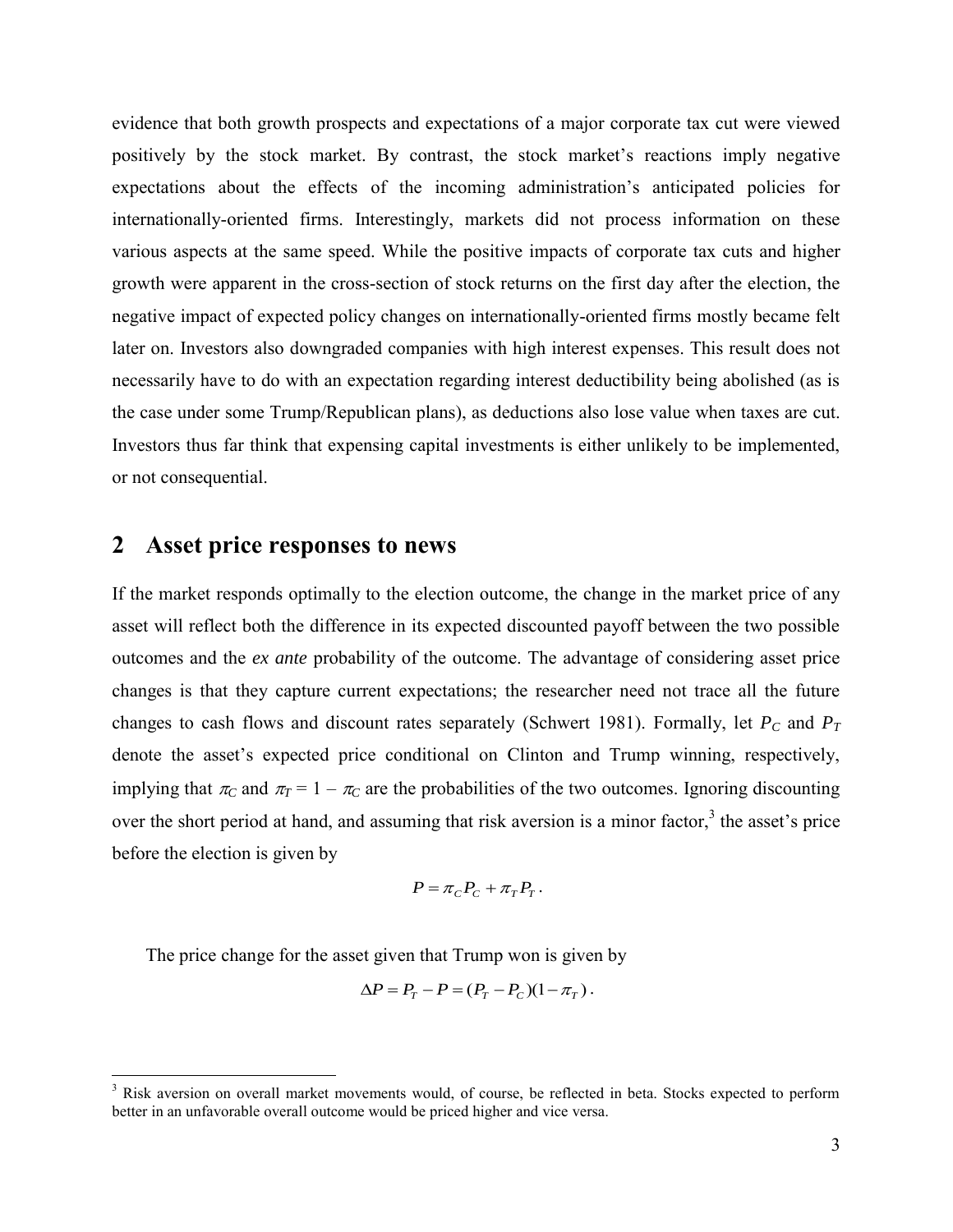evidence that both growth prospects and expectations of a major corporate tax cut were viewed positively by the stock market. By contrast, the stock market's reactions imply negative expectations about the effects of the incoming administration's anticipated policies for internationally-oriented firms. Interestingly, markets did not process information on these various aspects at the same speed. While the positive impacts of corporate tax cuts and higher growth were apparent in the cross-section of stock returns on the first day after the election, the negative impact of expected policy changes on internationally-oriented firms mostly became felt later on. Investors also downgraded companies with high interest expenses. This result does not necessarily have to do with an expectation regarding interest deductibility being abolished (as is the case under some Trump/Republican plans), as deductions also lose value when taxes are cut. Investors thus far think that expensing capital investments is either unlikely to be implemented, or not consequential.

## 2 Asset price responses to news

If the market responds optimally to the election outcome, the change in the market price of any asset will reflect both the difference in its expected discounted payoff between the two possible outcomes and the *ex ante* probability of the outcome. The advantage of considering asset price changes is that they capture current expectations; the researcher need not trace all the future changes to cash flows and discount rates separately (Schwert 1981). Formally, let $P_C$ and $P_T$ denote the asset's expected price conditional on Clinton and Trump winning, respectively, implying that $\pi_C$ and $\pi_T = 1 - \pi_C$ are the probabilities of the two outcomes. Ignoring discounting over the short period at hand, and assuming that risk aversion is a minor factor,[3] the asset's price before the election is given by

$$P = \pi_C P_C + \pi_T P_T .$$

The price change for the asset given that Trump won is given by

$$\Delta P = P_T - P = (P_T - P_C)(1 - \pi_T) .$$

[3] Risk aversion on overall market movements would, of course, be reflected in beta. Stocks expected to perform better in an unfavorable overall outcome would be priced higher and vice versa.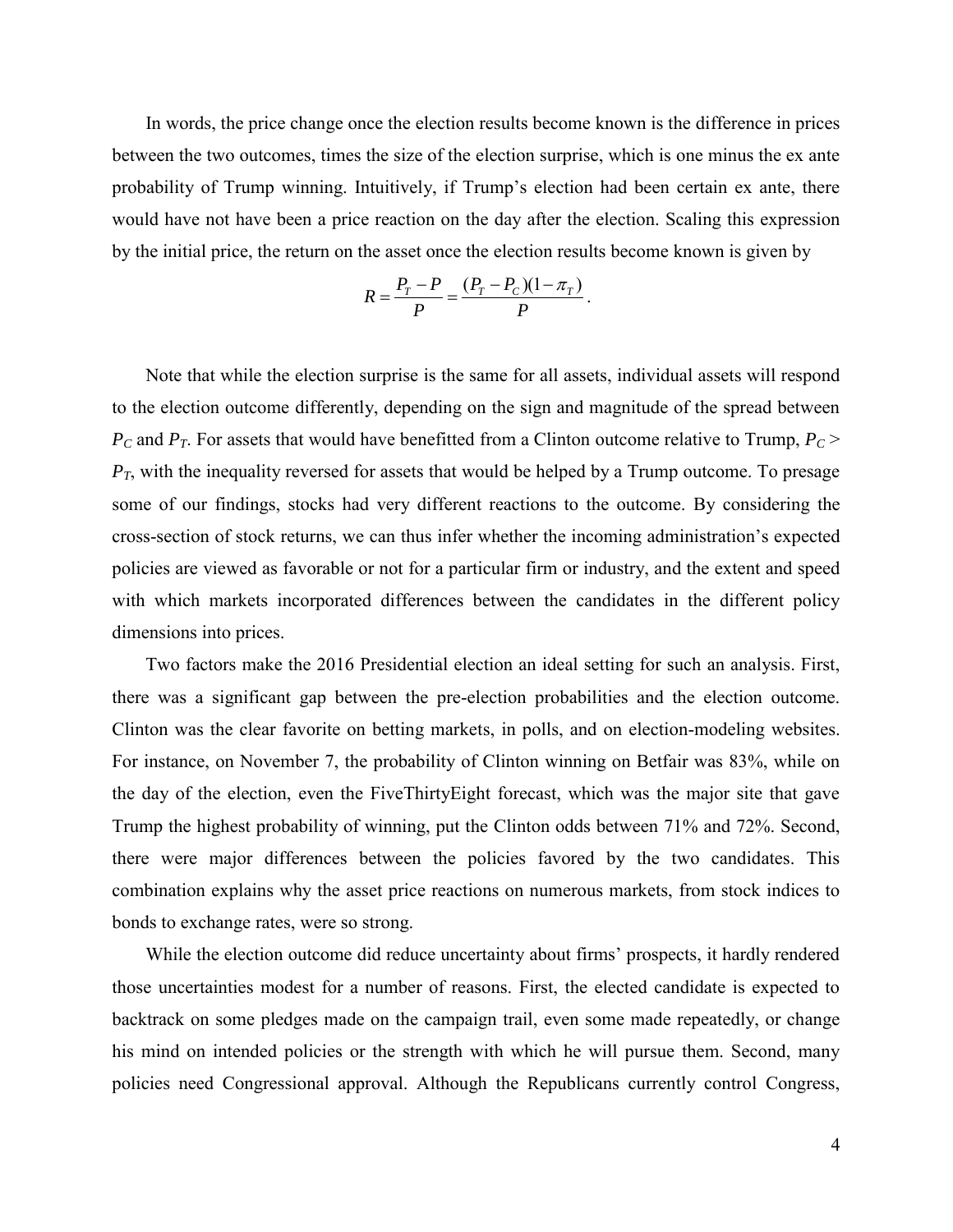In words, the price change once the election results become known is the difference in prices between the two outcomes, times the size of the election surprise, which is one minus the ex ante probability of Trump winning. Intuitively, if Trump's election had been certain ex ante, there would have not have been a price reaction on the day after the election. Scaling this expression by the initial price, the return on the asset once the election results become known is given by

$$R = \frac{P_T - P}{P} = \frac{(P_T - P_C)(1 - \pi_T)}{P}.$$

Note that while the election surprise is the same for all assets, individual assets will respond to the election outcome differently, depending on the sign and magnitude of the spread between $P_C$ and $P_T$. For assets that would have benefitted from a Clinton outcome relative to Trump, $P_C > P_T$, with the inequality reversed for assets that would be helped by a Trump outcome. To presage some of our findings, stocks had very different reactions to the outcome. By considering the cross-section of stock returns, we can thus infer whether the incoming administration's expected policies are viewed as favorable or not for a particular firm or industry, and the extent and speed with which markets incorporated differences between the candidates in the different policy dimensions into prices.

Two factors make the 2016 Presidential election an ideal setting for such an analysis. First, there was a significant gap between the pre-election probabilities and the election outcome. Clinton was the clear favorite on betting markets, in polls, and on election-modeling websites. For instance, on November 7, the probability of Clinton winning on Betfair was 83%, while on the day of the election, even the FiveThirtyEight forecast, which was the major site that gave Trump the highest probability of winning, put the Clinton odds between 71% and 72%. Second, there were major differences between the policies favored by the two candidates. This combination explains why the asset price reactions on numerous markets, from stock indices to bonds to exchange rates, were so strong.

While the election outcome did reduce uncertainty about firms' prospects, it hardly rendered those uncertainties modest for a number of reasons. First, the elected candidate is expected to backtrack on some pledges made on the campaign trail, even some made repeatedly, or change his mind on intended policies or the strength with which he will pursue them. Second, many policies need Congressional approval. Although the Republicans currently control Congress,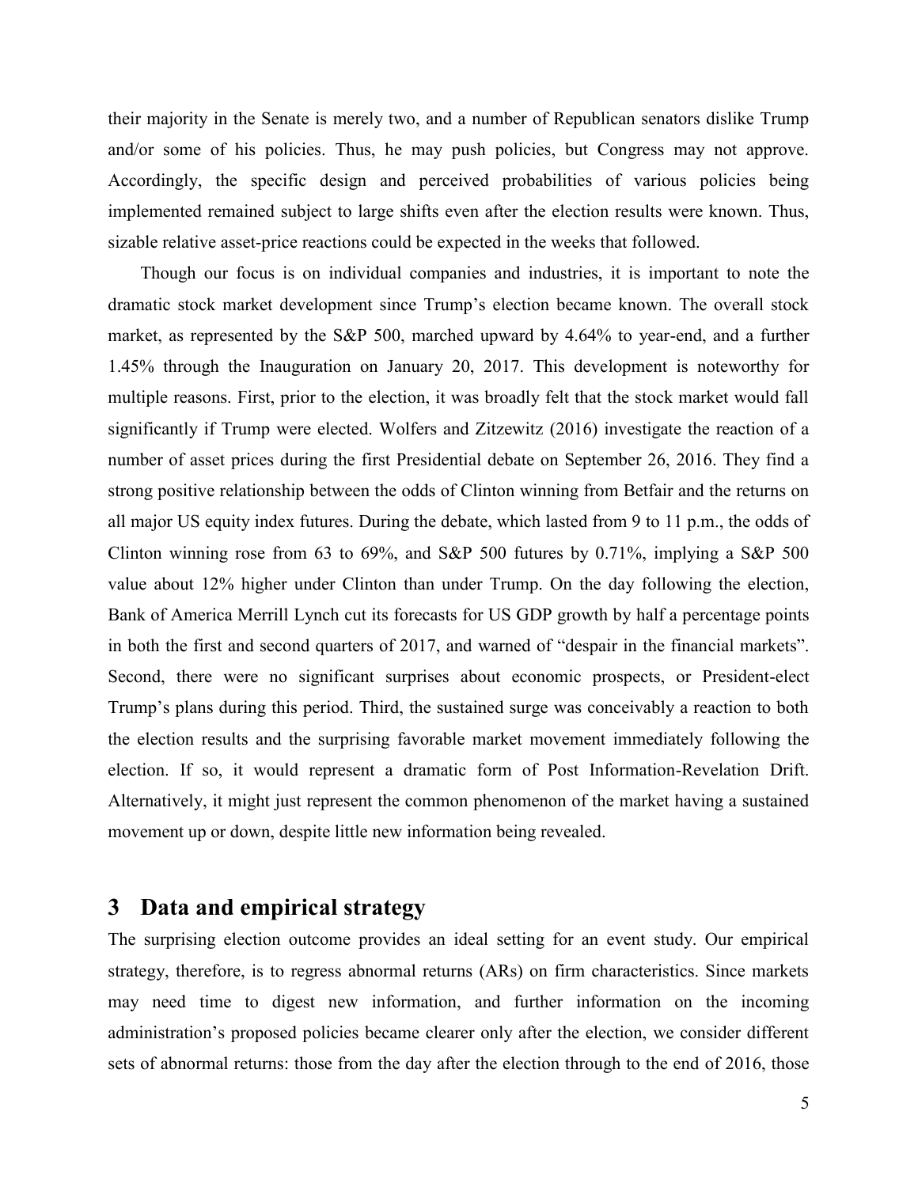their majority in the Senate is merely two, and a number of Republican senators dislike Trump and/or some of his policies. Thus, he may push policies, but Congress may not approve. Accordingly, the specific design and perceived probabilities of various policies being implemented remained subject to large shifts even after the election results were known. Thus, sizable relative asset-price reactions could be expected in the weeks that followed.

Though our focus is on individual companies and industries, it is important to note the dramatic stock market development since Trump's election became known. The overall stock market, as represented by the S&P 500, marched upward by 4.64% to year-end, and a further 1.45% through the Inauguration on January 20, 2017. This development is noteworthy for multiple reasons. First, prior to the election, it was broadly felt that the stock market would fall significantly if Trump were elected. Wolfers and Zitzewitz (2016) investigate the reaction of a number of asset prices during the first Presidential debate on September 26, 2016. They find a strong positive relationship between the odds of Clinton winning from Betfair and the returns on all major US equity index futures. During the debate, which lasted from 9 to 11 p.m., the odds of Clinton winning rose from 63 to 69%, and S&P 500 futures by 0.71%, implying a S&P 500 value about 12% higher under Clinton than under Trump. On the day following the election, Bank of America Merrill Lynch cut its forecasts for US GDP growth by half a percentage points in both the first and second quarters of 2017, and warned of "despair in the financial markets". Second, there were no significant surprises about economic prospects, or President-elect Trump's plans during this period. Third, the sustained surge was conceivably a reaction to both the election results and the surprising favorable market movement immediately following the election. If so, it would represent a dramatic form of Post Information-Revelation Drift. Alternatively, it might just represent the common phenomenon of the market having a sustained movement up or down, despite little new information being revealed.

# 3 Data and empirical strategy

The surprising election outcome provides an ideal setting for an event study. Our empirical strategy, therefore, is to regress abnormal returns (ARs) on firm characteristics. Since markets may need time to digest new information, and further information on the incoming administration's proposed policies became clearer only after the election, we consider different sets of abnormal returns: those from the day after the election through to the end of 2016, those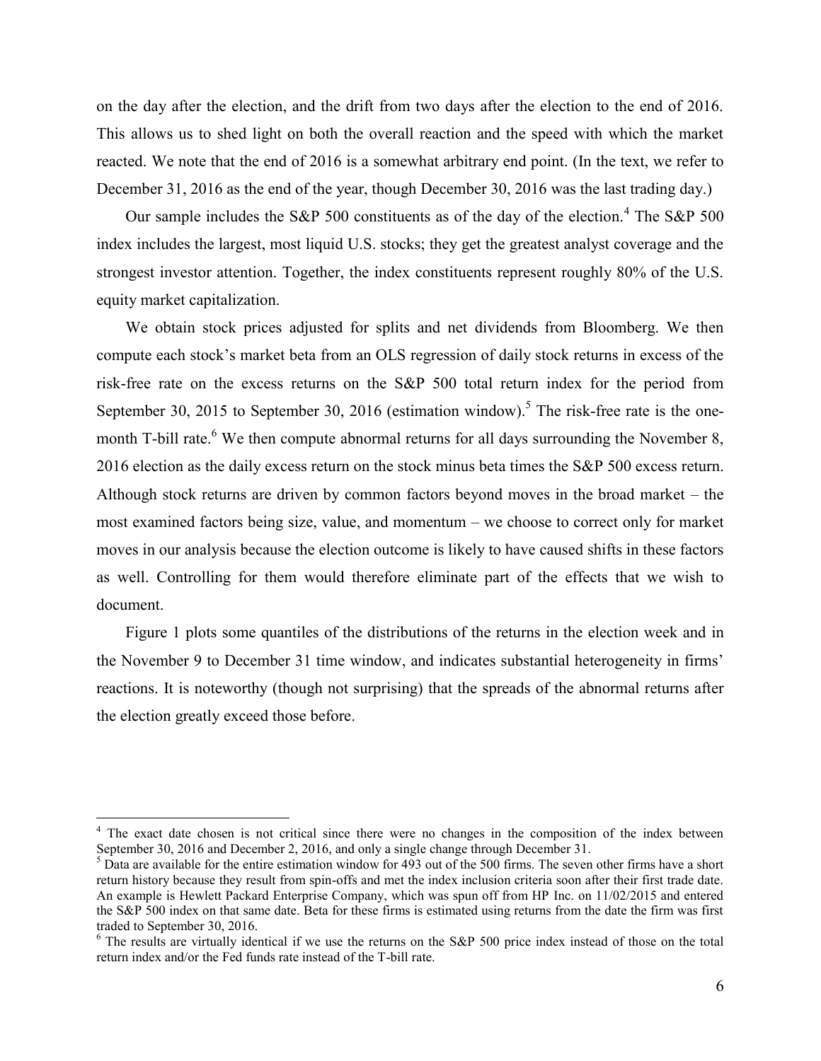on the day after the election, and the drift from two days after the election to the end of 2016. This allows us to shed light on both the overall reaction and the speed with which the market reacted. We note that the end of 2016 is a somewhat arbitrary end point. (In the text, we refer to December 31, 2016 as the end of the year, though December 30, 2016 was the last trading day.)

Our sample includes the S&P 500 constituents as of the day of the election.[4] The S&P 500 index includes the largest, most liquid U.S. stocks; they get the greatest analyst coverage and the strongest investor attention. Together, the index constituents represent roughly 80% of the U.S. equity market capitalization.

We obtain stock prices adjusted for splits and net dividends from Bloomberg. We then compute each stock's market beta from an OLS regression of daily stock returns in excess of the risk-free rate on the excess returns on the S&P 500 total return index for the period from September 30, 2015 to September 30, 2016 (estimation window).[5] The risk-free rate is the one-month T-bill rate.[6] We then compute abnormal returns for all days surrounding the November 8, 2016 election as the daily excess return on the stock minus beta times the S&P 500 excess return. Although stock returns are driven by common factors beyond moves in the broad market – the most examined factors being size, value, and momentum – we choose to correct only for market moves in our analysis because the election outcome is likely to have caused shifts in these factors as well. Controlling for them would therefore eliminate part of the effects that we wish to document.

Figure 1 plots some quantiles of the distributions of the returns in the election week and in the November 9 to December 31 time window, and indicates substantial heterogeneity in firms' reactions. It is noteworthy (though not surprising) that the spreads of the abnormal returns after the election greatly exceed those before.

---

[4] The exact date chosen is not critical since there were no changes in the composition of the index between September 30, 2016 and December 2, 2016, and only a single change through December 31.

[5] Data are available for the entire estimation window for 493 out of the 500 firms. The seven other firms have a short return history because they result from spin-offs and met the index inclusion criteria soon after their first trade date. An example is Hewlett Packard Enterprise Company, which was spun off from HP Inc. on 11/02/2015 and entered the S&P 500 index on that same date. Beta for these firms is estimated using returns from the date the firm was first traded to September 30, 2016.

[6] The results are virtually identical if we use the returns on the S&P 500 price index instead of those on the total return index and/or the Fed funds rate instead of the T-bill rate.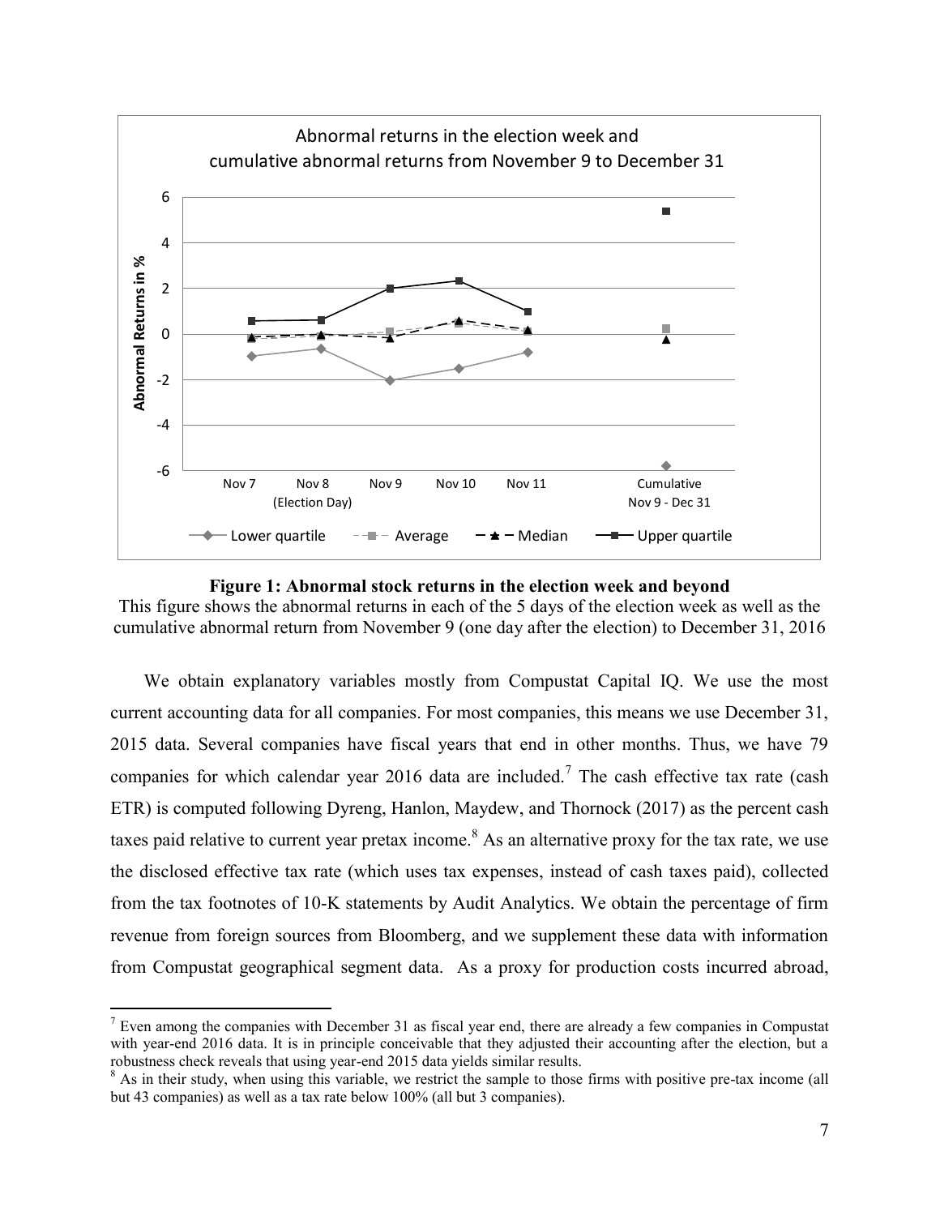**Figure 1: Abnormal stock returns in the election week and beyond**

This figure shows the abnormal returns in each of the 5 days of the election week as well as the cumulative abnormal return from November 9 (one day after the election) to December 31, 2016

We obtain explanatory variables mostly from Compustat Capital IQ. We use the most current accounting data for all companies. For most companies, this means we use December 31, 2015 data. Several companies have fiscal years that end in other months. Thus, we have 79 companies for which calendar year 2016 data are included.[7] The cash effective tax rate (cash ETR) is computed following Dyreng, Hanlon, Maydew, and Thornock (2017) as the percent cash taxes paid relative to current year pretax income.[8] As an alternative proxy for the tax rate, we use the disclosed effective tax rate (which uses tax expenses, instead of cash taxes paid), collected from the tax footnotes of 10-K statements by Audit Analytics. We obtain the percentage of firm revenue from foreign sources from Bloomberg, and we supplement these data with information from Compustat geographical segment data. As a proxy for production costs incurred abroad,

[7] Even among the companies with December 31 as fiscal year end, there are already a few companies in Compustat with year-end 2016 data. It is in principle conceivable that they adjusted their accounting after the election, but a robustness check reveals that using year-end 2015 data yields similar results.

[8] As in their study, when using this variable, we restrict the sample to those firms with positive pre-tax income (all but 43 companies) as well as a tax rate below 100% (all but 3 companies).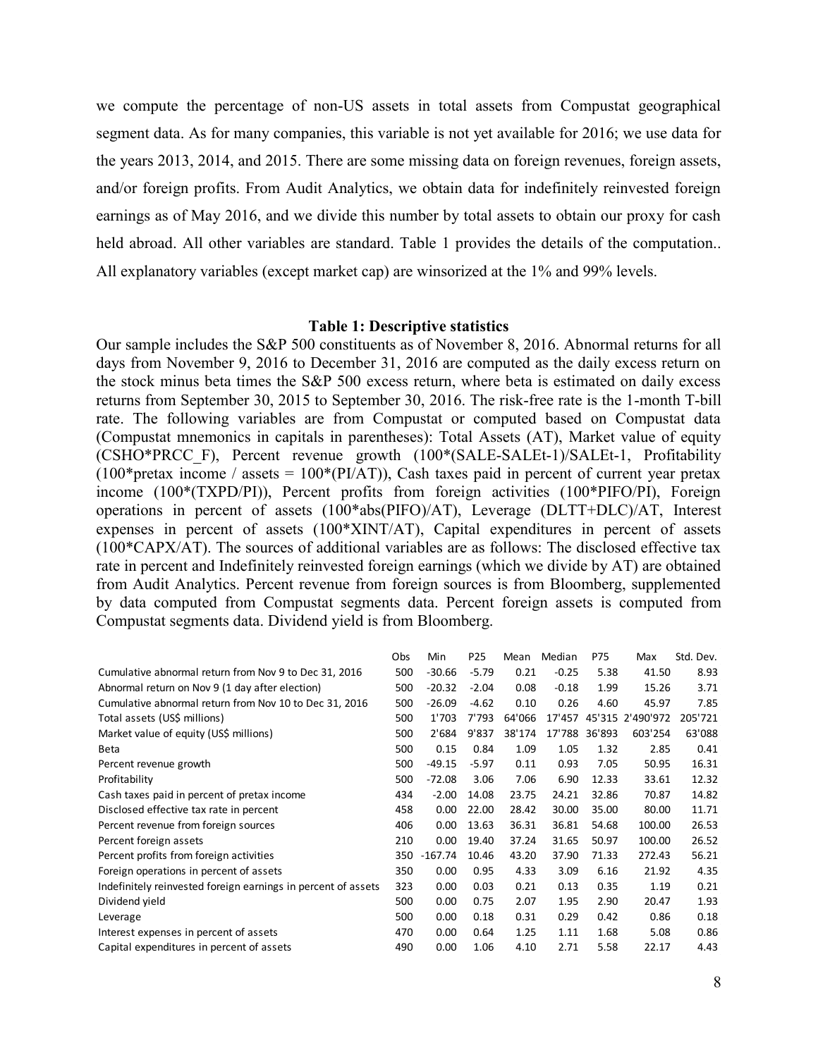we compute the percentage of non-US assets in total assets from Compustat geographical segment data. As for many companies, this variable is not yet available for 2016; we use data for the years 2013, 2014, and 2015. There are some missing data on foreign revenues, foreign assets, and/or foreign profits. From Audit Analytics, we obtain data for indefinitely reinvested foreign earnings as of May 2016, and we divide this number by total assets to obtain our proxy for cash held abroad. All other variables are standard. Table 1 provides the details of the computation.. All explanatory variables (except market cap) are winsorized at the 1% and 99% levels.

### Table 1: Descriptive statistics

Our sample includes the S&P 500 constituents as of November 8, 2016. Abnormal returns for all days from November 9, 2016 to December 31, 2016 are computed as the daily excess return on the stock minus beta times the S&P 500 excess return, where beta is estimated on daily excess returns from September 30, 2015 to September 30, 2016. The risk-free rate is the 1-month T-bill rate. The following variables are from Compustat or computed based on Compustat data (Compustat mnemonics in capitals in parentheses): Total Assets (AT), Market value of equity (CSHO*PRCC_F), Percent revenue growth (100*(SALE-SALEt-1)/SALEt-1, Profitability (100*pretax income / assets = 100*(PI/AT)), Cash taxes paid in percent of current year pretax income (100*(TXPD/PI)), Percent profits from foreign activities (100*PIFO/PI), Foreign operations in percent of assets (100*abs(PIFO)/AT), Leverage (DLTT+DLC)/AT, Interest expenses in percent of assets (100*XINT/AT), Capital expenditures in percent of assets (100*CAPX/AT). The sources of additional variables are as follows: The disclosed effective tax rate in percent and Indefinitely reinvested foreign earnings (which we divide by AT) are obtained from Audit Analytics. Percent revenue from foreign sources is from Bloomberg, supplemented by data computed from Compustat segments data. Percent foreign assets is computed from Compustat segments data. Dividend yield is from Bloomberg.

| | Obs | Min | P25 | Mean | Median | P75 | Max | Std. Dev. |
|---|---|---|---|---|---|---|---|---|
| Cumulative abnormal return from Nov 9 to Dec 31, 2016 | 500 | -30.66 | -5.79 | 0.21 | -0.25 | 5.38 | 41.50 | 8.93 |
| Abnormal return on Nov 9 (1 day after election) | 500 | -20.32 | -2.04 | 0.08 | -0.18 | 1.99 | 15.26 | 3.71 |
| Cumulative abnormal return from Nov 10 to Dec 31, 2016 | 500 | -26.09 | -4.62 | 0.10 | 0.26 | 4.60 | 45.97 | 7.85 |
| Total assets (US$ millions) | 500 | 1'703 | 7'793 | 64'066 | 17'457 | 45'315 | 2'490'972 | 205'721 |
| Market value of equity (US$ millions) | 500 | 2'684 | 9'837 | 38'174 | 17'788 | 36'893 | 603'254 | 63'088 |
| Beta | 500 | 0.15 | 0.84 | 1.09 | 1.05 | 1.32 | 2.85 | 0.41 |
| Percent revenue growth | 500 | -49.15 | -5.97 | 0.11 | 0.93 | 7.05 | 50.95 | 16.31 |
| Profitability | 500 | -72.08 | 3.06 | 7.06 | 6.90 | 12.33 | 33.61 | 12.32 |
| Cash taxes paid in percent of pretax income | 434 | -2.00 | 14.08 | 23.75 | 24.21 | 32.86 | 70.87 | 14.82 |
| Disclosed effective tax rate in percent | 458 | 0.00 | 22.00 | 28.42 | 30.00 | 35.00 | 80.00 | 11.71 |
| Percent revenue from foreign sources | 406 | 0.00 | 13.63 | 36.31 | 36.81 | 54.68 | 100.00 | 26.53 |
| Percent foreign assets | 210 | 0.00 | 19.40 | 37.24 | 31.65 | 50.97 | 100.00 | 26.52 |
| Percent profits from foreign activities | 350 | -167.74 | 10.46 | 43.20 | 37.90 | 71.33 | 272.43 | 56.21 |
| Foreign operations in percent of assets | 350 | 0.00 | 0.95 | 4.33 | 3.09 | 6.16 | 21.92 | 4.35 |
| Indefinitely reinvested foreign earnings in percent of assets | 323 | 0.00 | 0.03 | 0.21 | 0.13 | 0.35 | 1.19 | 0.21 |
| Dividend yield | 500 | 0.00 | 0.75 | 2.07 | 1.95 | 2.90 | 20.47 | 1.93 |
| Leverage | 500 | 0.00 | 0.18 | 0.31 | 0.29 | 0.42 | 0.86 | 0.18 |
| Interest expenses in percent of assets | 470 | 0.00 | 0.64 | 1.25 | 1.11 | 1.68 | 5.08 | 0.86 |
| Capital expenditures in percent of assets | 490 | 0.00 | 1.06 | 4.10 | 2.71 | 5.58 | 22.17 | 4.43 |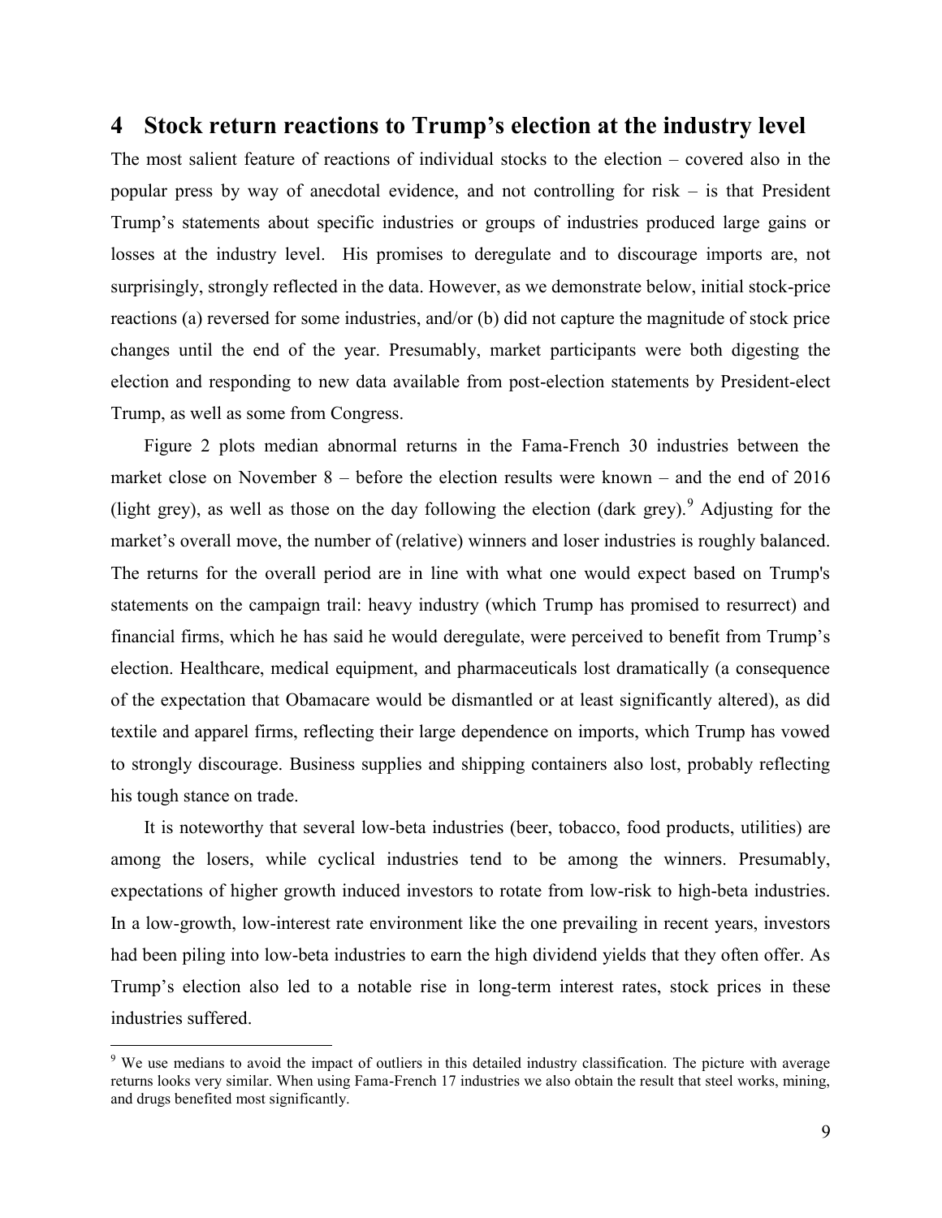## 4 Stock return reactions to Trump's election at the industry level

The most salient feature of reactions of individual stocks to the election – covered also in the popular press by way of anecdotal evidence, and not controlling for risk – is that President Trump's statements about specific industries or groups of industries produced large gains or losses at the industry level. His promises to deregulate and to discourage imports are, not surprisingly, strongly reflected in the data. However, as we demonstrate below, initial stock-price reactions (a) reversed for some industries, and/or (b) did not capture the magnitude of stock price changes until the end of the year. Presumably, market participants were both digesting the election and responding to new data available from post-election statements by President-elect Trump, as well as some from Congress.

Figure 2 plots median abnormal returns in the Fama-French 30 industries between the market close on November 8 – before the election results were known – and the end of 2016 (light grey), as well as those on the day following the election (dark grey).[9] Adjusting for the market's overall move, the number of (relative) winners and loser industries is roughly balanced. The returns for the overall period are in line with what one would expect based on Trump's statements on the campaign trail: heavy industry (which Trump has promised to resurrect) and financial firms, which he has said he would deregulate, were perceived to benefit from Trump's election. Healthcare, medical equipment, and pharmaceuticals lost dramatically (a consequence of the expectation that Obamacare would be dismantled or at least significantly altered), as did textile and apparel firms, reflecting their large dependence on imports, which Trump has vowed to strongly discourage. Business supplies and shipping containers also lost, probably reflecting his tough stance on trade.

It is noteworthy that several low-beta industries (beer, tobacco, food products, utilities) are among the losers, while cyclical industries tend to be among the winners. Presumably, expectations of higher growth induced investors to rotate from low-risk to high-beta industries. In a low-growth, low-interest rate environment like the one prevailing in recent years, investors had been piling into low-beta industries to earn the high dividend yields that they often offer. As Trump's election also led to a notable rise in long-term interest rates, stock prices in these industries suffered.

[9] We use medians to avoid the impact of outliers in this detailed industry classification. The picture with average returns looks very similar. When using Fama-French 17 industries we also obtain the result that steel works, mining, and drugs benefited most significantly.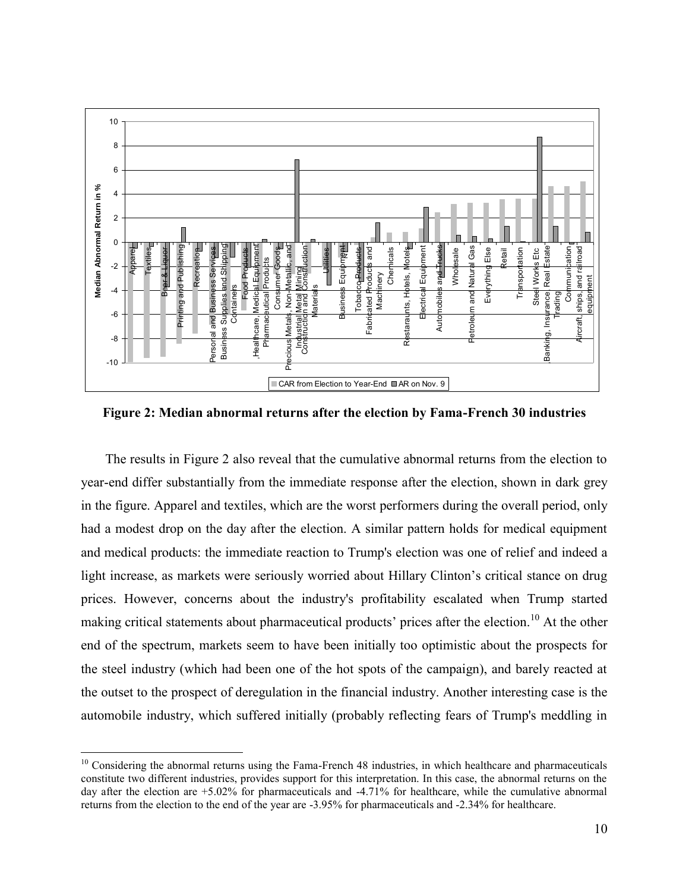**Figure 2: Median abnormal returns after the election by Fama-French 30 industries**

The results in Figure 2 also reveal that the cumulative abnormal returns from the election to year-end differ substantially from the immediate response after the election, shown in dark grey in the figure. Apparel and textiles, which are the worst performers during the overall period, only had a modest drop on the day after the election. A similar pattern holds for medical equipment and medical products: the immediate reaction to Trump's election was one of relief and indeed a light increase, as markets were seriously worried about Hillary Clinton's critical stance on drug prices. However, concerns about the industry's profitability escalated when Trump started making critical statements about pharmaceutical products' prices after the election.[10] At the other end of the spectrum, markets seem to have been initially too optimistic about the prospects for the steel industry (which had been one of the hot spots of the campaign), and barely reacted at the outset to the prospect of deregulation in the financial industry. Another interesting case is the automobile industry, which suffered initially (probably reflecting fears of Trump's meddling in

[10] Considering the abnormal returns using the Fama-French 48 industries, in which healthcare and pharmaceuticals constitute two different industries, provides support for this interpretation. In this case, the abnormal returns on the day after the election are +5.02% for pharmaceuticals and -4.71% for healthcare, while the cumulative abnormal returns from the election to the end of the year are -3.95% for pharmaceuticals and -2.34% for healthcare.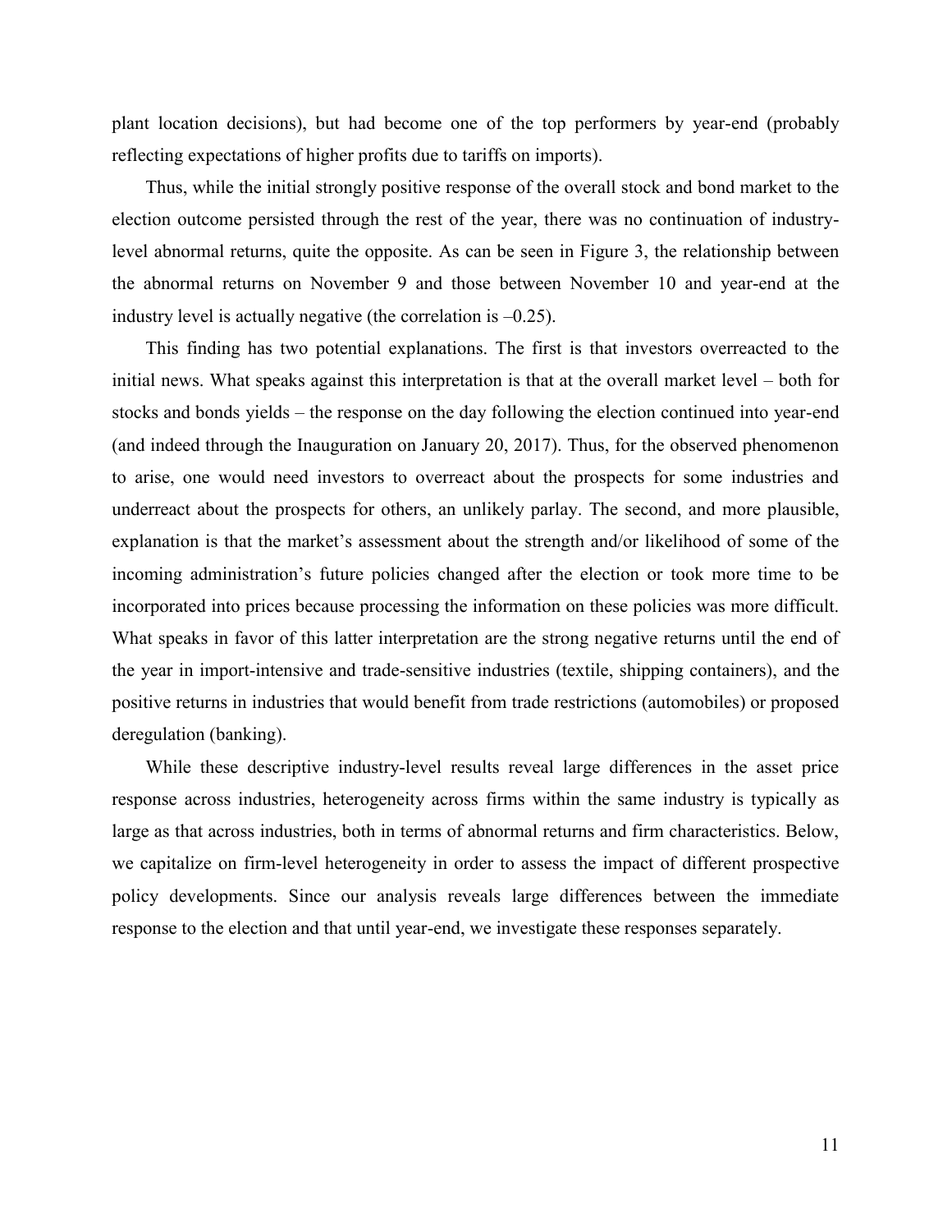plant location decisions), but had become one of the top performers by year-end (probably reflecting expectations of higher profits due to tariffs on imports).

Thus, while the initial strongly positive response of the overall stock and bond market to the election outcome persisted through the rest of the year, there was no continuation of industry-level abnormal returns, quite the opposite. As can be seen in Figure 3, the relationship between the abnormal returns on November 9 and those between November 10 and year-end at the industry level is actually negative (the correlation is –0.25).

This finding has two potential explanations. The first is that investors overreacted to the initial news. What speaks against this interpretation is that at the overall market level – both for stocks and bonds yields – the response on the day following the election continued into year-end (and indeed through the Inauguration on January 20, 2017). Thus, for the observed phenomenon to arise, one would need investors to overreact about the prospects for some industries and underreact about the prospects for others, an unlikely parlay. The second, and more plausible, explanation is that the market's assessment about the strength and/or likelihood of some of the incoming administration's future policies changed after the election or took more time to be incorporated into prices because processing the information on these policies was more difficult. What speaks in favor of this latter interpretation are the strong negative returns until the end of the year in import-intensive and trade-sensitive industries (textile, shipping containers), and the positive returns in industries that would benefit from trade restrictions (automobiles) or proposed deregulation (banking).

While these descriptive industry-level results reveal large differences in the asset price response across industries, heterogeneity across firms within the same industry is typically as large as that across industries, both in terms of abnormal returns and firm characteristics. Below, we capitalize on firm-level heterogeneity in order to assess the impact of different prospective policy developments. Since our analysis reveals large differences between the immediate response to the election and that until year-end, we investigate these responses separately.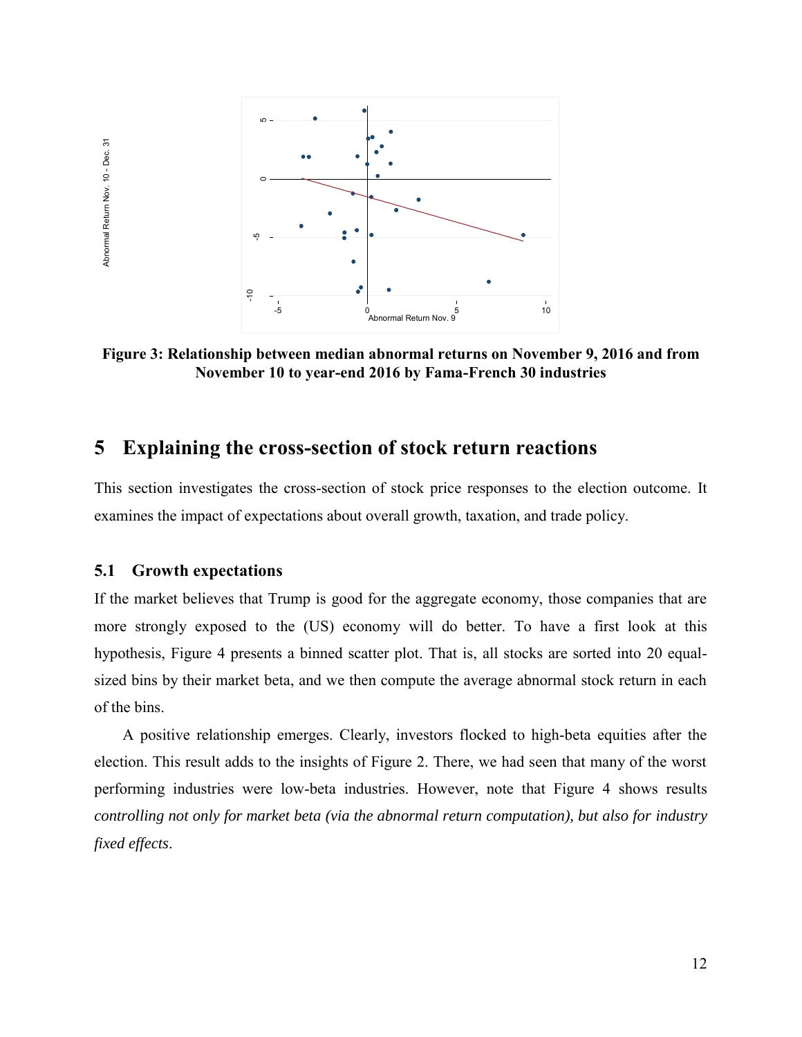**Figure 3: Relationship between median abnormal returns on November 9, 2016 and from November 10 to year-end 2016 by Fama-French 30 industries**

## 5 Explaining the cross-section of stock return reactions

This section investigates the cross-section of stock price responses to the election outcome. It examines the impact of expectations about overall growth, taxation, and trade policy.

### 5.1 Growth expectations

If the market believes that Trump is good for the aggregate economy, those companies that are more strongly exposed to the (US) economy will do better. To have a first look at this hypothesis, Figure 4 presents a binned scatter plot. That is, all stocks are sorted into 20 equal-sized bins by their market beta, and we then compute the average abnormal stock return in each of the bins.

A positive relationship emerges. Clearly, investors flocked to high-beta equities after the election. This result adds to the insights of Figure 2. There, we had seen that many of the worst performing industries were low-beta industries. However, note that Figure 4 shows results *controlling not only for market beta (via the abnormal return computation), but also for industry fixed effects*.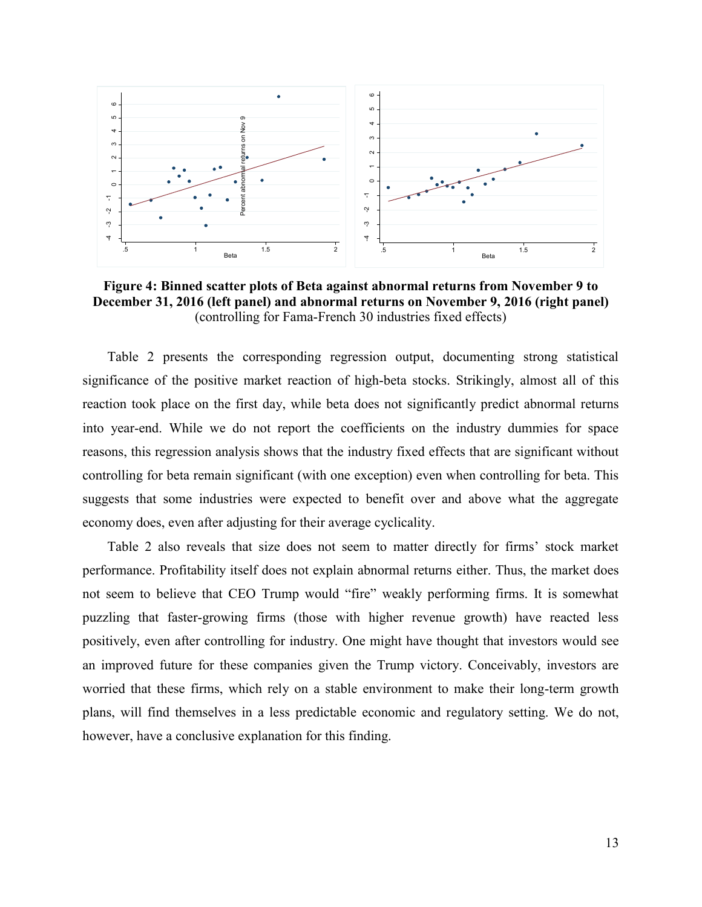**Figure 4: Binned scatter plots of Beta against abnormal returns from November 9 to December 31, 2016 (left panel) and abnormal returns on November 9, 2016 (right panel)** (controlling for Fama-French 30 industries fixed effects)

Table 2 presents the corresponding regression output, documenting strong statistical significance of the positive market reaction of high-beta stocks. Strikingly, almost all of this reaction took place on the first day, while beta does not significantly predict abnormal returns into year-end. While we do not report the coefficients on the industry dummies for space reasons, this regression analysis shows that the industry fixed effects that are significant without controlling for beta remain significant (with one exception) even when controlling for beta. This suggests that some industries were expected to benefit over and above what the aggregate economy does, even after adjusting for their average cyclicality.

Table 2 also reveals that size does not seem to matter directly for firms' stock market performance. Profitability itself does not explain abnormal returns either. Thus, the market does not seem to believe that CEO Trump would "fire" weakly performing firms. It is somewhat puzzling that faster-growing firms (those with higher revenue growth) have reacted less positively, even after controlling for industry. One might have thought that investors would see an improved future for these companies given the Trump victory. Conceivably, investors are worried that these firms, which rely on a stable environment to make their long-term growth plans, will find themselves in a less predictable economic and regulatory setting. We do not, however, have a conclusive explanation for this finding.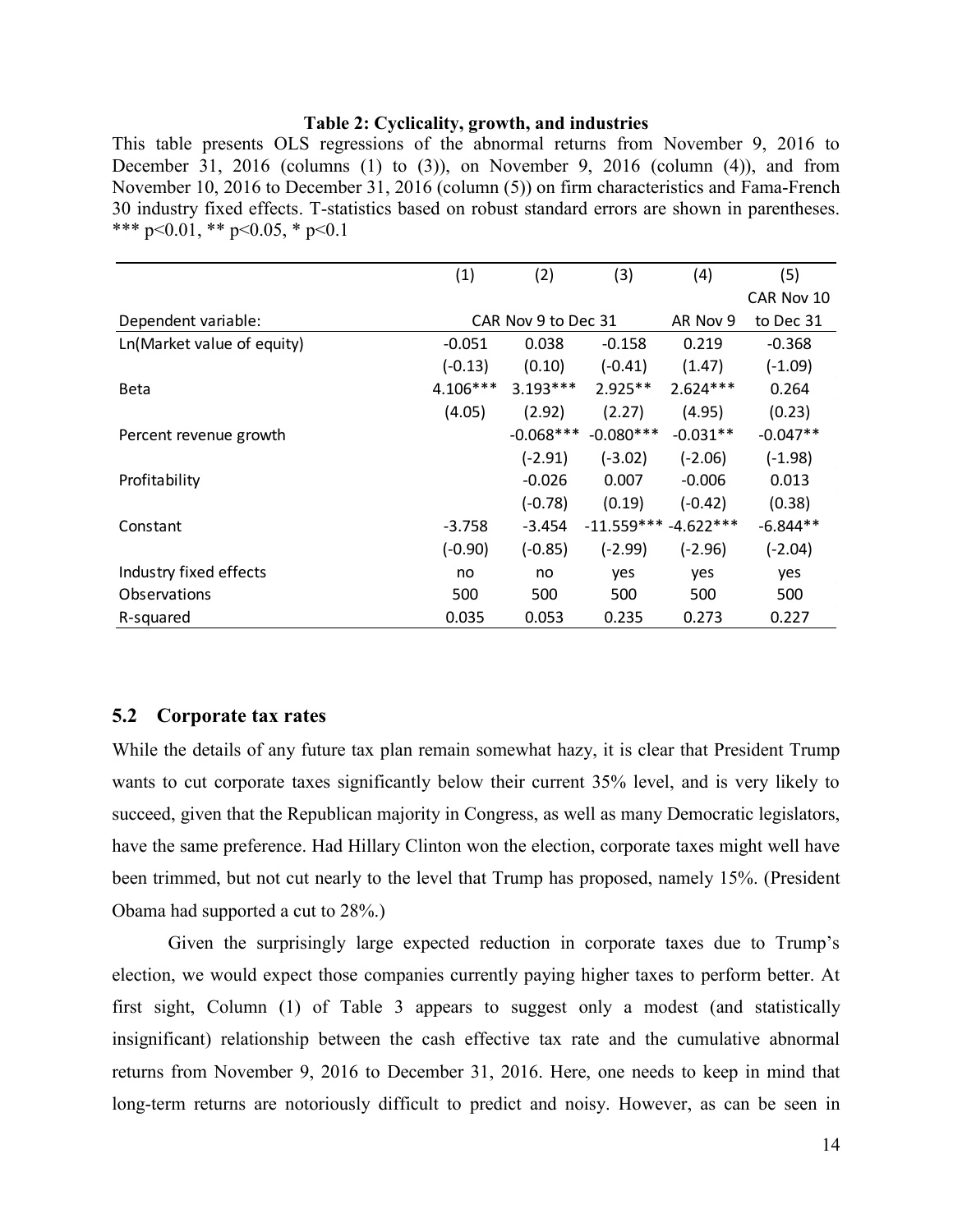**Table 2: Cyclicality, growth, and industries**

This table presents OLS regressions of the abnormal returns from November 9, 2016 to December 31, 2016 (columns (1) to (3)), on November 9, 2016 (column (4)), and from November 10, 2016 to December 31, 2016 (column (5)) on firm characteristics and Fama-French 30 industry fixed effects. T-statistics based on robust standard errors are shown in parentheses. *** p<0.01, ** p<0.05, * p<0.1

| | (1) | (2) | (3) | (4) | (5) |
|---|---|---|---|---|---|
| Dependent variable: | CAR Nov 9 to Dec 31 | | | AR Nov 9 | CAR Nov 10 to Dec 31 |
| Ln(Market value of equity) | -0.051 | 0.038 | -0.158 | 0.219 | -0.368 |
| | (-0.13) | (0.10) | (-0.41) | (1.47) | (-1.09) |
| Beta | 4.106*** | 3.193*** | 2.925** | 2.624*** | 0.264 |
| | (4.05) | (2.92) | (2.27) | (4.95) | (0.23) |
| Percent revenue growth | | -0.068*** | -0.080*** | -0.031** | -0.047** |
| | | (-2.91) | (-3.02) | (-2.06) | (-1.98) |
| Profitability | | -0.026 | 0.007 | -0.006 | 0.013 |
| | | (-0.78) | (0.19) | (-0.42) | (0.38) |
| Constant | -3.758 | -3.454 | -11.559*** | -4.622*** | -6.844** |
| | (-0.90) | (-0.85) | (-2.99) | (-2.96) | (-2.04) |
| Industry fixed effects | no | no | yes | yes | yes |
| Observations | 500 | 500 | 500 | 500 | 500 |
| R-squared | 0.035 | 0.053 | 0.235 | 0.273 | 0.227 |

## 5.2 Corporate tax rates

While the details of any future tax plan remain somewhat hazy, it is clear that President Trump wants to cut corporate taxes significantly below their current 35% level, and is very likely to succeed, given that the Republican majority in Congress, as well as many Democratic legislators, have the same preference. Had Hillary Clinton won the election, corporate taxes might well have been trimmed, but not cut nearly to the level that Trump has proposed, namely 15%. (President Obama had supported a cut to 28%.)

Given the surprisingly large expected reduction in corporate taxes due to Trump's election, we would expect those companies currently paying higher taxes to perform better. At first sight, Column (1) of Table 3 appears to suggest only a modest (and statistically insignificant) relationship between the cash effective tax rate and the cumulative abnormal returns from November 9, 2016 to December 31, 2016. Here, one needs to keep in mind that long-term returns are notoriously difficult to predict and noisy. However, as can be seen in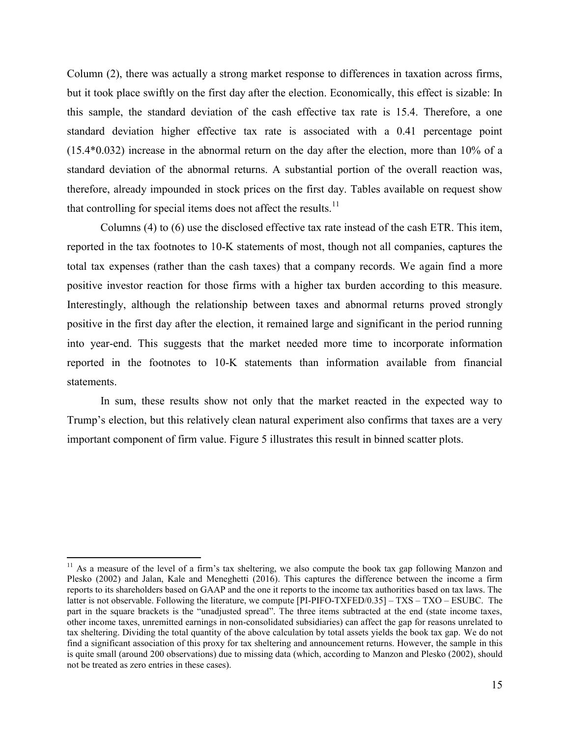Column (2), there was actually a strong market response to differences in taxation across firms, but it took place swiftly on the first day after the election. Economically, this effect is sizable: In this sample, the standard deviation of the cash effective tax rate is 15.4. Therefore, a one standard deviation higher effective tax rate is associated with a 0.41 percentage point (15.4*0.032) increase in the abnormal return on the day after the election, more than 10% of a standard deviation of the abnormal returns. A substantial portion of the overall reaction was, therefore, already impounded in stock prices on the first day. Tables available on request show that controlling for special items does not affect the results.[11]

Columns (4) to (6) use the disclosed effective tax rate instead of the cash ETR. This item, reported in the tax footnotes to 10-K statements of most, though not all companies, captures the total tax expenses (rather than the cash taxes) that a company records. We again find a more positive investor reaction for those firms with a higher tax burden according to this measure. Interestingly, although the relationship between taxes and abnormal returns proved strongly positive in the first day after the election, it remained large and significant in the period running into year-end. This suggests that the market needed more time to incorporate information reported in the footnotes to 10-K statements than information available from financial statements.

In sum, these results show not only that the market reacted in the expected way to Trump's election, but this relatively clean natural experiment also confirms that taxes are a very important component of firm value. Figure 5 illustrates this result in binned scatter plots.

---

[11] As a measure of the level of a firm's tax sheltering, we also compute the book tax gap following Manzon and Plesko (2002) and Jalan, Kale and Meneghetti (2016). This captures the difference between the income a firm reports to its shareholders based on GAAP and the one it reports to the income tax authorities based on tax laws. The latter is not observable. Following the literature, we compute [PI-PIFO-TXFED/0.35] – TXS – TXO – ESUBC. The part in the square brackets is the "unadjusted spread". The three items subtracted at the end (state income taxes, other income taxes, unremitted earnings in non-consolidated subsidiaries) can affect the gap for reasons unrelated to tax sheltering. Dividing the total quantity of the above calculation by total assets yields the book tax gap. We do not find a significant association of this proxy for tax sheltering and announcement returns. However, the sample in this is quite small (around 200 observations) due to missing data (which, according to Manzon and Plesko (2002), should not be treated as zero entries in these cases).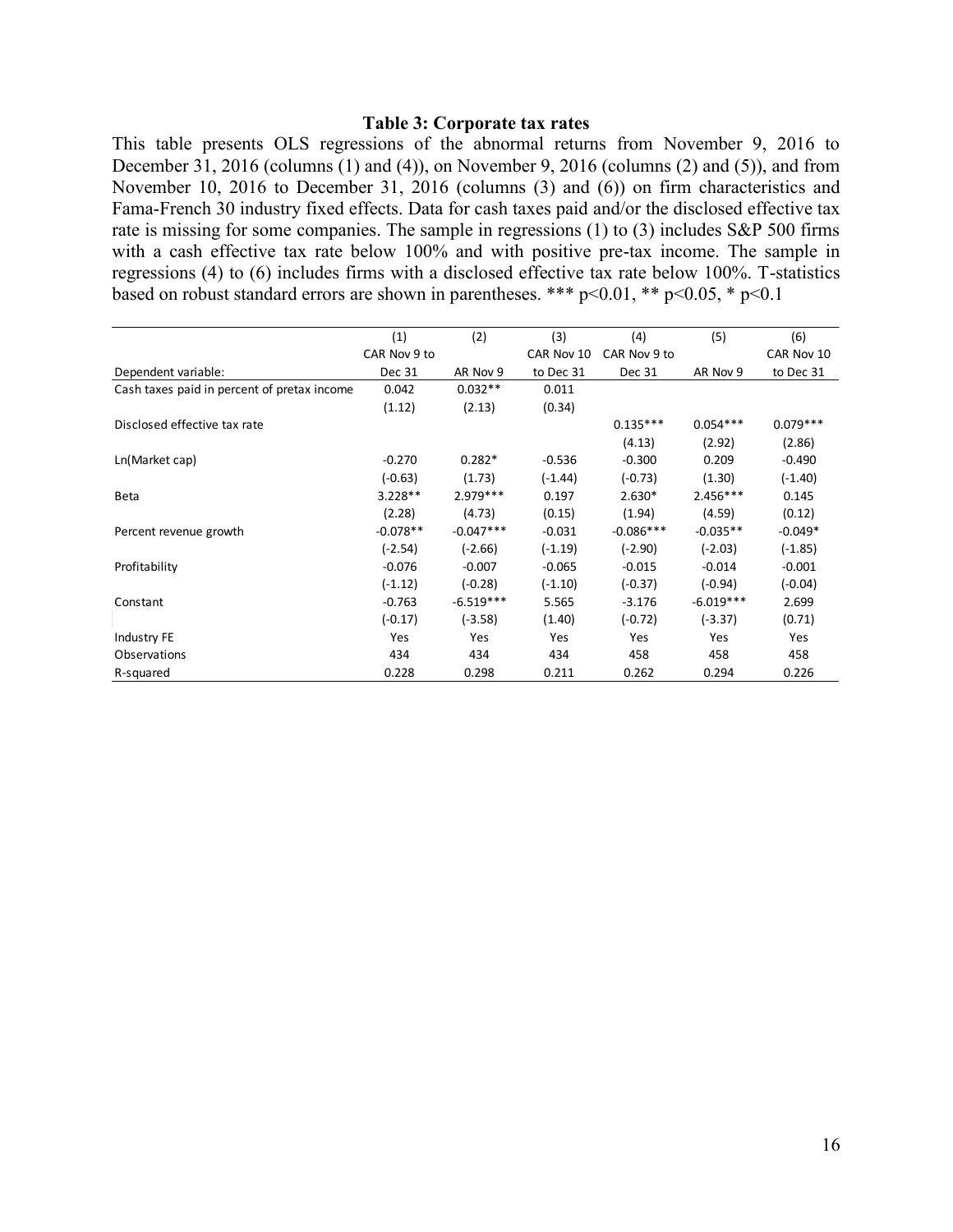**Table 3: Corporate tax rates**

This table presents OLS regressions of the abnormal returns from November 9, 2016 to December 31, 2016 (columns (1) and (4)), on November 9, 2016 (columns (2) and (5)), and from November 10, 2016 to December 31, 2016 (columns (3) and (6)) on firm characteristics and Fama-French 30 industry fixed effects. Data for cash taxes paid and/or the disclosed effective tax rate is missing for some companies. The sample in regressions (1) to (3) includes S&P 500 firms with a cash effective tax rate below 100% and with positive pre-tax income. The sample in regressions (4) to (6) includes firms with a disclosed effective tax rate below 100%. T-statistics based on robust standard errors are shown in parentheses. *** p<0.01, ** p<0.05, * p<0.1

| | (1) | (2) | (3) | (4) | (5) | (6) |
|---|---|---|---|---|---|---|
| Dependent variable: | CAR Nov 9 to Dec 31 | AR Nov 9 | CAR Nov 10 to Dec 31 | CAR Nov 9 to Dec 31 | AR Nov 9 | CAR Nov 10 to Dec 31 |
| Cash taxes paid in percent of pretax income | 0.042 | 0.032** | 0.011 | | | |
| | (1.12) | (2.13) | (0.34) | | | |
| Disclosed effective tax rate | | | | 0.135*** | 0.054*** | 0.079*** |
| | | | | (4.13) | (2.92) | (2.86) |
| Ln(Market cap) | -0.270 | 0.282* | -0.536 | -0.300 | 0.209 | -0.490 |
| | (-0.63) | (1.73) | (-1.44) | (-0.73) | (1.30) | (-1.40) |
| Beta | 3.228** | 2.979*** | 0.197 | 2.630* | 2.456*** | 0.145 |
| | (2.28) | (4.73) | (0.15) | (1.94) | (4.59) | (0.12) |
| Percent revenue growth | -0.078** | -0.047*** | -0.031 | -0.086*** | -0.035** | -0.049* |
| | (-2.54) | (-2.66) | (-1.19) | (-2.90) | (-2.03) | (-1.85) |
| Profitability | -0.076 | -0.007 | -0.065 | -0.015 | -0.014 | -0.001 |
| | (-1.12) | (-0.28) | (-1.10) | (-0.37) | (-0.94) | (-0.04) |
| Constant | -0.763 | -6.519*** | 5.565 | -3.176 | -6.019*** | 2.699 |
| | (-0.17) | (-3.58) | (1.40) | (-0.72) | (-3.37) | (0.71) |
| Industry FE | Yes | Yes | Yes | Yes | Yes | Yes |
| Observations | 434 | 434 | 434 | 458 | 458 | 458 |
| R-squared | 0.228 | 0.298 | 0.211 | 0.262 | 0.294 | 0.226 |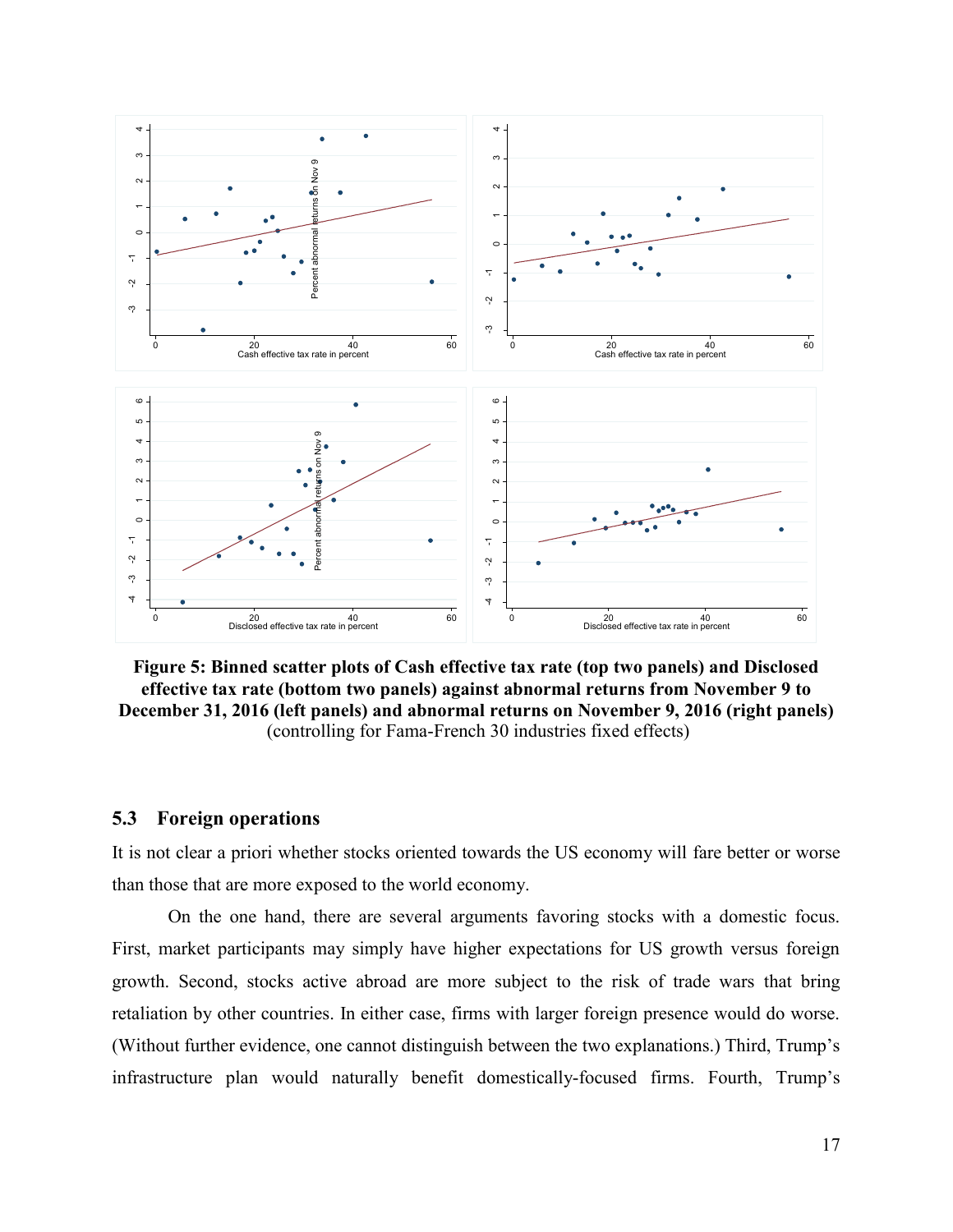**Figure 5: Binned scatter plots of Cash effective tax rate (top two panels) and Disclosed effective tax rate (bottom two panels) against abnormal returns from November 9 to December 31, 2016 (left panels) and abnormal returns on November 9, 2016 (right panels)** (controlling for Fama-French 30 industries fixed effects)

### 5.3 Foreign operations

It is not clear a priori whether stocks oriented towards the US economy will fare better or worse than those that are more exposed to the world economy.

On the one hand, there are several arguments favoring stocks with a domestic focus. First, market participants may simply have higher expectations for US growth versus foreign growth. Second, stocks active abroad are more subject to the risk of trade wars that bring retaliation by other countries. In either case, firms with larger foreign presence would do worse. (Without further evidence, one cannot distinguish between the two explanations.) Third, Trump's infrastructure plan would naturally benefit domestically-focused firms. Fourth, Trump's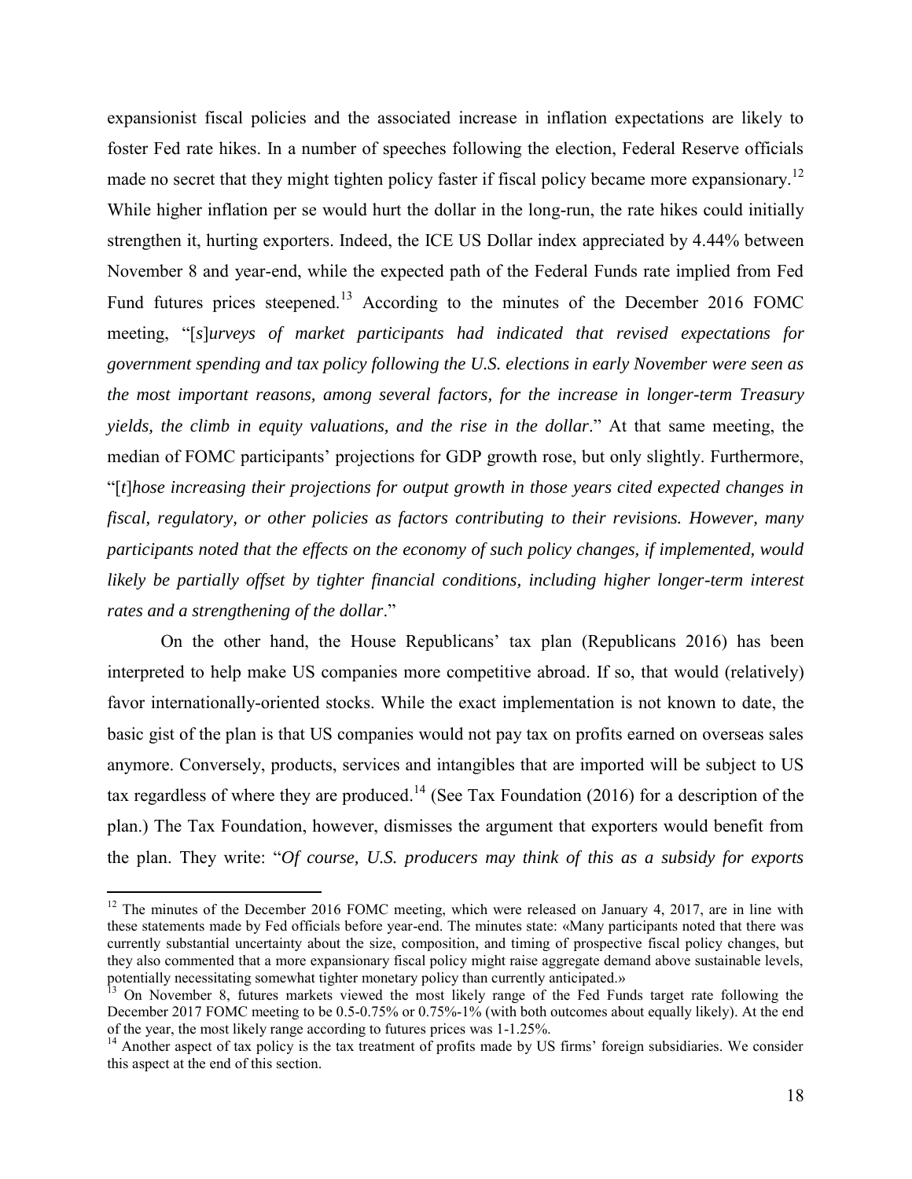expansionist fiscal policies and the associated increase in inflation expectations are likely to foster Fed rate hikes. In a number of speeches following the election, Federal Reserve officials made no secret that they might tighten policy faster if fiscal policy became more expansionary.[12] While higher inflation per se would hurt the dollar in the long-run, the rate hikes could initially strengthen it, hurting exporters. Indeed, the ICE US Dollar index appreciated by 4.44% between November 8 and year-end, while the expected path of the Federal Funds rate implied from Fed Fund futures prices steepened.[13] According to the minutes of the December 2016 FOMC meeting, "[*s*]*urveys of market participants had indicated that revised expectations for government spending and tax policy following the U.S. elections in early November were seen as the most important reasons, among several factors, for the increase in longer-term Treasury yields, the climb in equity valuations, and the rise in the dollar*." At that same meeting, the median of FOMC participants' projections for GDP growth rose, but only slightly. Furthermore, "[*t*]*hose increasing their projections for output growth in those years cited expected changes in fiscal, regulatory, or other policies as factors contributing to their revisions. However, many participants noted that the effects on the economy of such policy changes, if implemented, would likely be partially offset by tighter financial conditions, including higher longer-term interest rates and a strengthening of the dollar*."

On the other hand, the House Republicans' tax plan (Republicans 2016) has been interpreted to help make US companies more competitive abroad. If so, that would (relatively) favor internationally-oriented stocks. While the exact implementation is not known to date, the basic gist of the plan is that US companies would not pay tax on profits earned on overseas sales anymore. Conversely, products, services and intangibles that are imported will be subject to US tax regardless of where they are produced.[14] (See Tax Foundation (2016) for a description of the plan.) The Tax Foundation, however, dismisses the argument that exporters would benefit from the plan. They write: "*Of course, U.S. producers may think of this as a subsidy for exports*

---

[12] The minutes of the December 2016 FOMC meeting, which were released on January 4, 2017, are in line with these statements made by Fed officials before year-end. The minutes state: «Many participants noted that there was currently substantial uncertainty about the size, composition, and timing of prospective fiscal policy changes, but they also commented that a more expansionary fiscal policy might raise aggregate demand above sustainable levels, potentially necessitating somewhat tighter monetary policy than currently anticipated.»

[13] On November 8, futures markets viewed the most likely range of the Fed Funds target rate following the December 2017 FOMC meeting to be 0.5-0.75% or 0.75%-1% (with both outcomes about equally likely). At the end of the year, the most likely range according to futures prices was 1-1.25%.

[14] Another aspect of tax policy is the tax treatment of profits made by US firms' foreign subsidiaries. We consider this aspect at the end of this section.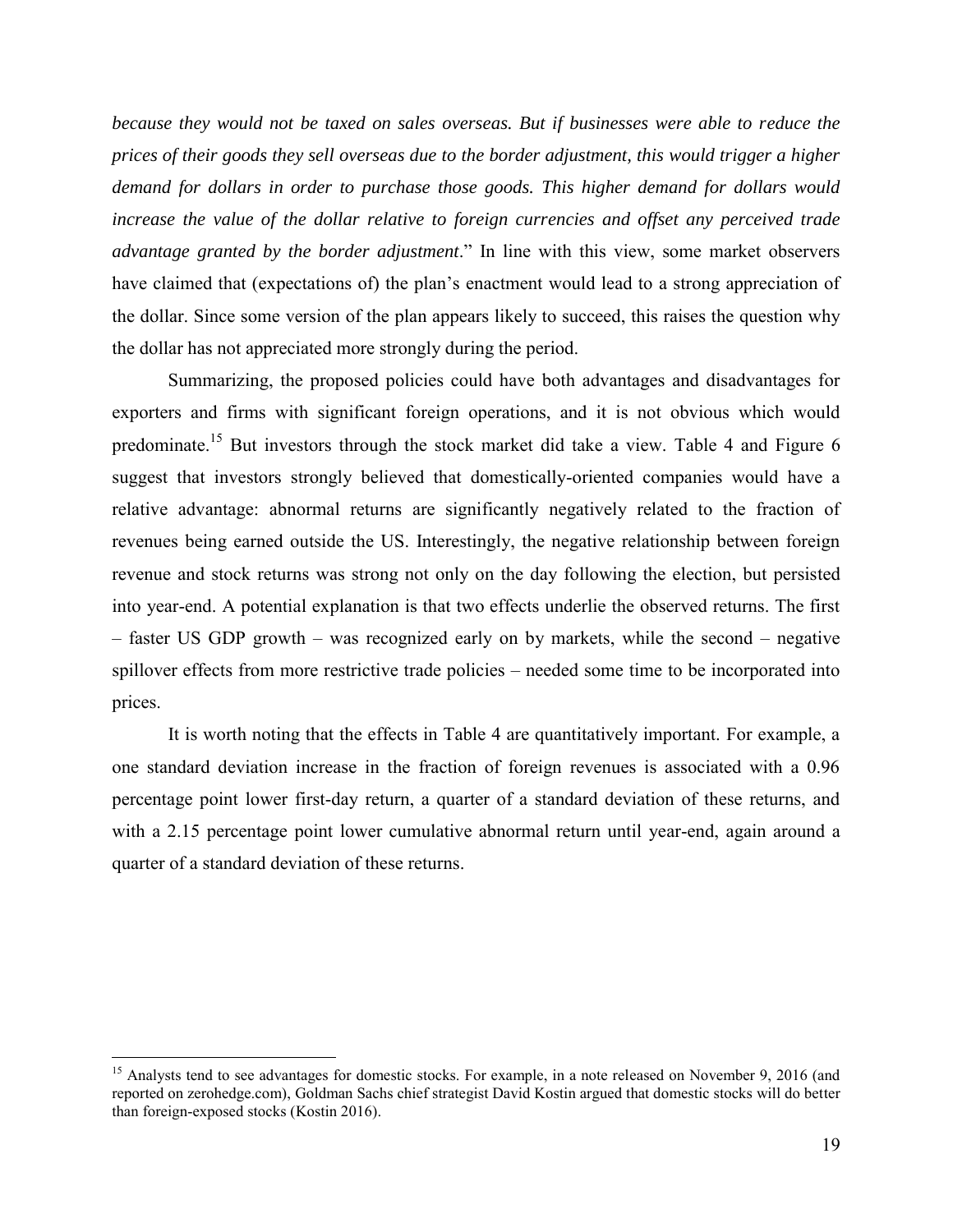*because they would not be taxed on sales overseas. But if businesses were able to reduce the prices of their goods they sell overseas due to the border adjustment, this would trigger a higher demand for dollars in order to purchase those goods. This higher demand for dollars would increase the value of the dollar relative to foreign currencies and offset any perceived trade advantage granted by the border adjustment*." In line with this view, some market observers have claimed that (expectations of) the plan's enactment would lead to a strong appreciation of the dollar. Since some version of the plan appears likely to succeed, this raises the question why the dollar has not appreciated more strongly during the period.

Summarizing, the proposed policies could have both advantages and disadvantages for exporters and firms with significant foreign operations, and it is not obvious which would predominate.[15] But investors through the stock market did take a view. Table 4 and Figure 6 suggest that investors strongly believed that domestically-oriented companies would have a relative advantage: abnormal returns are significantly negatively related to the fraction of revenues being earned outside the US. Interestingly, the negative relationship between foreign revenue and stock returns was strong not only on the day following the election, but persisted into year-end. A potential explanation is that two effects underlie the observed returns. The first – faster US GDP growth – was recognized early on by markets, while the second – negative spillover effects from more restrictive trade policies – needed some time to be incorporated into prices.

It is worth noting that the effects in Table 4 are quantitatively important. For example, a one standard deviation increase in the fraction of foreign revenues is associated with a 0.96 percentage point lower first-day return, a quarter of a standard deviation of these returns, and with a 2.15 percentage point lower cumulative abnormal return until year-end, again around a quarter of a standard deviation of these returns.

[15] Analysts tend to see advantages for domestic stocks. For example, in a note released on November 9, 2016 (and reported on zerohedge.com), Goldman Sachs chief strategist David Kostin argued that domestic stocks will do better than foreign-exposed stocks (Kostin 2016).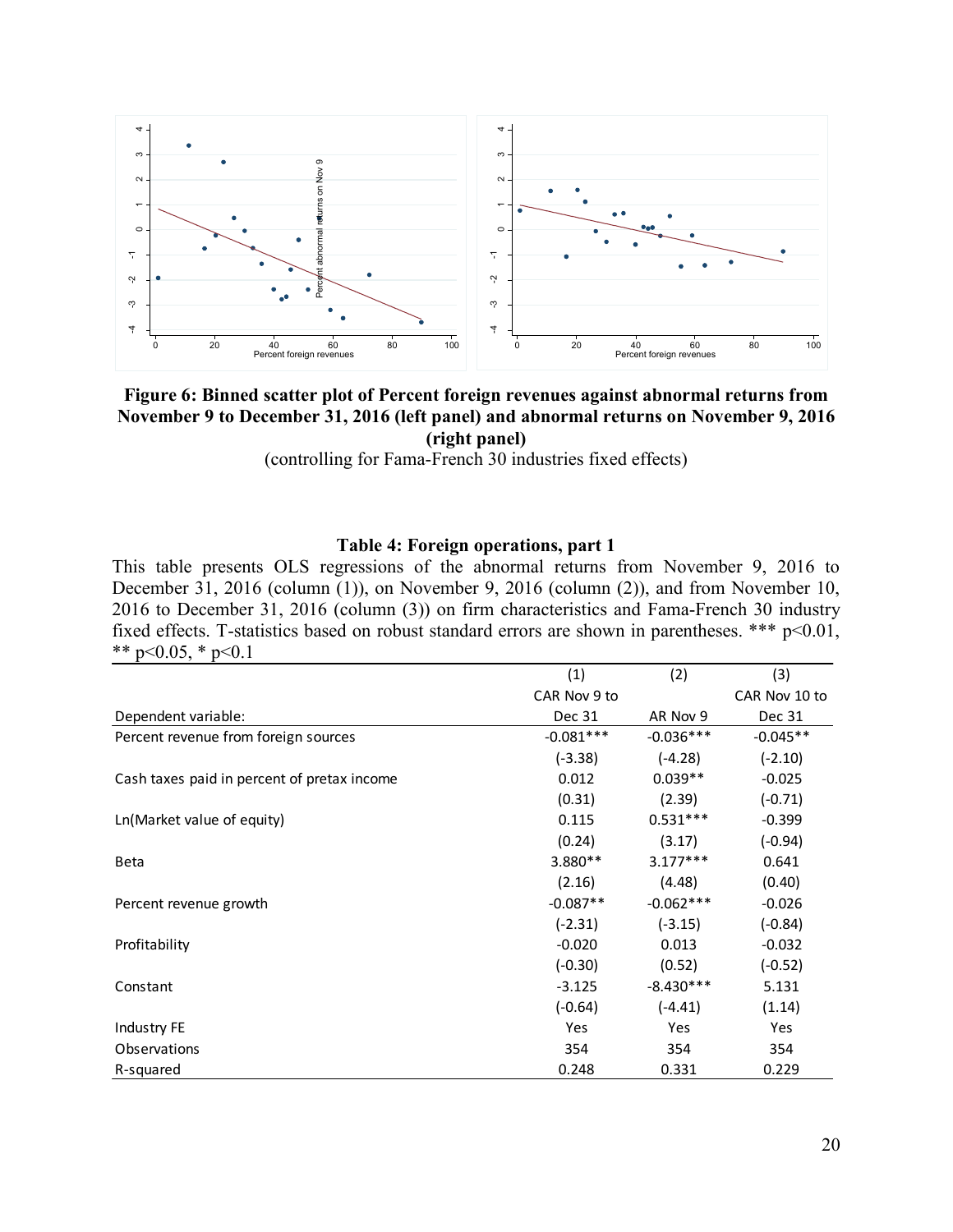**Figure 6: Binned scatter plot of Percent foreign revenues against abnormal returns from November 9 to December 31, 2016 (left panel) and abnormal returns on November 9, 2016 (right panel)**

(controlling for Fama-French 30 industries fixed effects)

### Table 4: Foreign operations, part 1

This table presents OLS regressions of the abnormal returns from November 9, 2016 to December 31, 2016 (column (1)), on November 9, 2016 (column (2)), and from November 10, 2016 to December 31, 2016 (column (3)) on firm characteristics and Fama-French 30 industry fixed effects. T-statistics based on robust standard errors are shown in parentheses. *** p<0.01, ** p<0.05, * p<0.1

| | (1) | (2) | (3) |
|---|---|---|---|
| Dependent variable: | CAR Nov 9 to Dec 31 | AR Nov 9 | CAR Nov 10 to Dec 31 |
| Percent revenue from foreign sources | -0.081*** | -0.036*** | -0.045** |
| | (-3.38) | (-4.28) | (-2.10) |
| Cash taxes paid in percent of pretax income | 0.012 | 0.039** | -0.025 |
| | (0.31) | (2.39) | (-0.71) |
| Ln(Market value of equity) | 0.115 | 0.531*** | -0.399 |
| | (0.24) | (3.17) | (-0.94) |
| Beta | 3.880** | 3.177*** | 0.641 |
| | (2.16) | (4.48) | (0.40) |
| Percent revenue growth | -0.087** | -0.062*** | -0.026 |
| | (-2.31) | (-3.15) | (-0.84) |
| Profitability | -0.020 | 0.013 | -0.032 |
| | (-0.30) | (0.52) | (-0.52) |
| Constant | -3.125 | -8.430*** | 5.131 |
| | (-0.64) | (-4.41) | (1.14) |
| Industry FE | Yes | Yes | Yes |
| Observations | 354 | 354 | 354 |
| R-squared | 0.248 | 0.331 | 0.229 |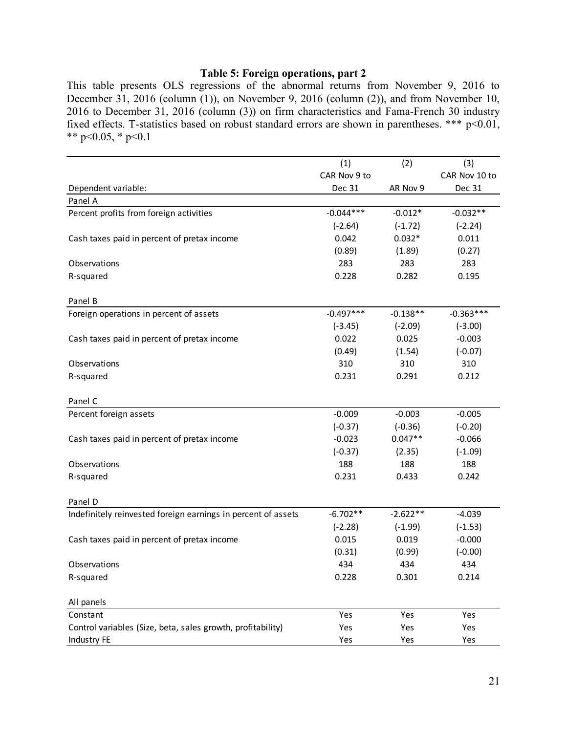**Table 5: Foreign operations, part 2**

This table presents OLS regressions of the abnormal returns from November 9, 2016 to December 31, 2016 (column (1)), on November 9, 2016 (column (2)), and from November 10, 2016 to December 31, 2016 (column (3)) on firm characteristics and Fama-French 30 industry fixed effects. T-statistics based on robust standard errors are shown in parentheses. *** p<0.01, ** p<0.05, * p<0.1

| | (1) | (2) | (3) |
|---|---|---|---|
| Dependent variable: | CAR Nov 9 to Dec 31 | AR Nov 9 | CAR Nov 10 to Dec 31 |
| Panel A | | | |
| Percent profits from foreign activities | -0.044*** | -0.012* | -0.032** |
| | (-2.64) | (-1.72) | (-2.24) |
| Cash taxes paid in percent of pretax income | 0.042 | 0.032* | 0.011 |
| | (0.89) | (1.89) | (0.27) |
| Observations | 283 | 283 | 283 |
| R-squared | 0.228 | 0.282 | 0.195 |
| Panel B | | | |
| Foreign operations in percent of assets | -0.497*** | -0.138** | -0.363*** |
| | (-3.45) | (-2.09) | (-3.00) |
| Cash taxes paid in percent of pretax income | 0.022 | 0.025 | -0.003 |
| | (0.49) | (1.54) | (-0.07) |
| Observations | 310 | 310 | 310 |
| R-squared | 0.231 | 0.291 | 0.212 |
| Panel C | | | |
| Percent foreign assets | -0.009 | -0.003 | -0.005 |
| | (-0.37) | (-0.36) | (-0.20) |
| Cash taxes paid in percent of pretax income | -0.023 | 0.047** | -0.066 |
| | (-0.37) | (2.35) | (-1.09) |
| Observations | 188 | 188 | 188 |
| R-squared | 0.231 | 0.433 | 0.242 |
| Panel D | | | |
| Indefinitely reinvested foreign earnings in percent of assets | -6.702** | -2.622** | -4.039 |
| | (-2.28) | (-1.99) | (-1.53) |
| Cash taxes paid in percent of pretax income | 0.015 | 0.019 | -0.000 |
| | (0.31) | (0.99) | (-0.00) |
| Observations | 434 | 434 | 434 |
| R-squared | 0.228 | 0.301 | 0.214 |
| All panels | | | |
| Constant | Yes | Yes | Yes |
| Control variables (Size, beta, sales growth, profitability) | Yes | Yes | Yes |
| Industry FE | Yes | Yes | Yes |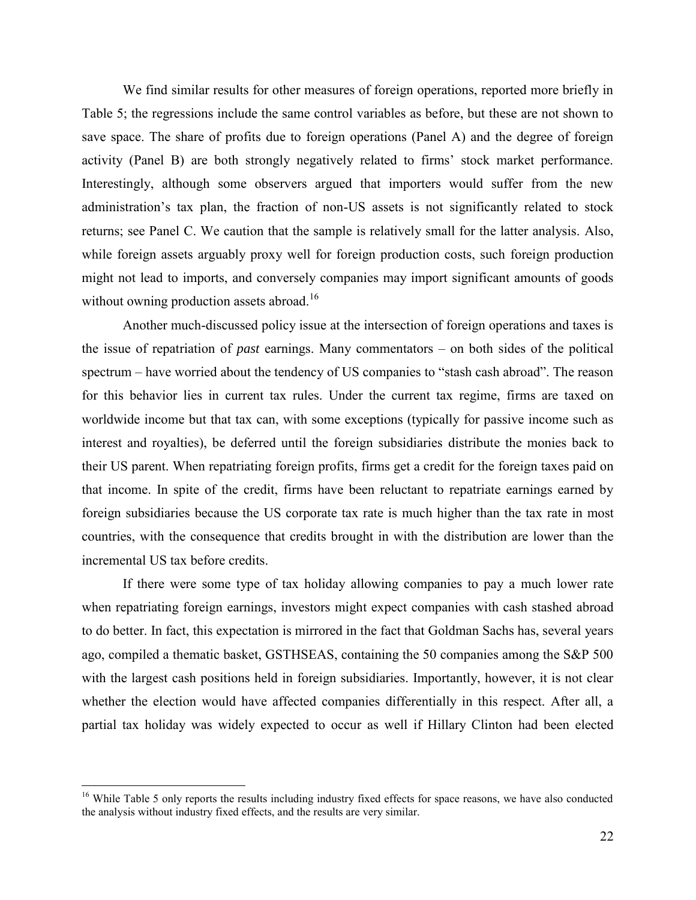We find similar results for other measures of foreign operations, reported more briefly in Table 5; the regressions include the same control variables as before, but these are not shown to save space. The share of profits due to foreign operations (Panel A) and the degree of foreign activity (Panel B) are both strongly negatively related to firms' stock market performance. Interestingly, although some observers argued that importers would suffer from the new administration's tax plan, the fraction of non-US assets is not significantly related to stock returns; see Panel C. We caution that the sample is relatively small for the latter analysis. Also, while foreign assets arguably proxy well for foreign production costs, such foreign production might not lead to imports, and conversely companies may import significant amounts of goods without owning production assets abroad.[16]

Another much-discussed policy issue at the intersection of foreign operations and taxes is the issue of repatriation of *past* earnings. Many commentators – on both sides of the political spectrum – have worried about the tendency of US companies to "stash cash abroad". The reason for this behavior lies in current tax rules. Under the current tax regime, firms are taxed on worldwide income but that tax can, with some exceptions (typically for passive income such as interest and royalties), be deferred until the foreign subsidiaries distribute the monies back to their US parent. When repatriating foreign profits, firms get a credit for the foreign taxes paid on that income. In spite of the credit, firms have been reluctant to repatriate earnings earned by foreign subsidiaries because the US corporate tax rate is much higher than the tax rate in most countries, with the consequence that credits brought in with the distribution are lower than the incremental US tax before credits.

If there were some type of tax holiday allowing companies to pay a much lower rate when repatriating foreign earnings, investors might expect companies with cash stashed abroad to do better. In fact, this expectation is mirrored in the fact that Goldman Sachs has, several years ago, compiled a thematic basket, GSTHSEAS, containing the 50 companies among the S&P 500 with the largest cash positions held in foreign subsidiaries. Importantly, however, it is not clear whether the election would have affected companies differentially in this respect. After all, a partial tax holiday was widely expected to occur as well if Hillary Clinton had been elected

[16] While Table 5 only reports the results including industry fixed effects for space reasons, we have also conducted the analysis without industry fixed effects, and the results are very similar.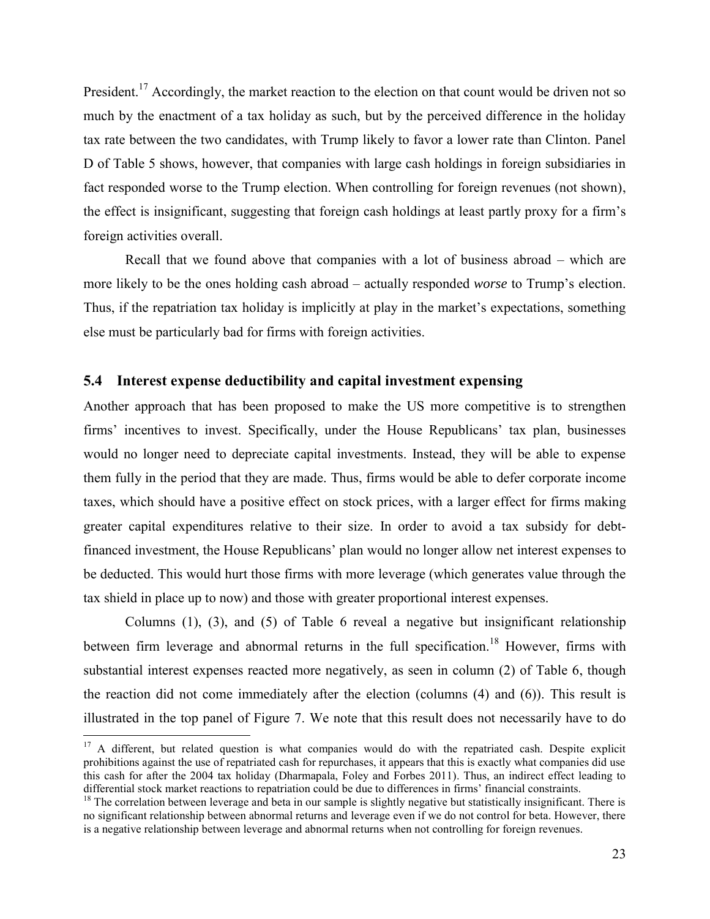President.[17] Accordingly, the market reaction to the election on that count would be driven not so much by the enactment of a tax holiday as such, but by the perceived difference in the holiday tax rate between the two candidates, with Trump likely to favor a lower rate than Clinton. Panel D of Table 5 shows, however, that companies with large cash holdings in foreign subsidiaries in fact responded worse to the Trump election. When controlling for foreign revenues (not shown), the effect is insignificant, suggesting that foreign cash holdings at least partly proxy for a firm's foreign activities overall.

Recall that we found above that companies with a lot of business abroad – which are more likely to be the ones holding cash abroad – actually responded *worse* to Trump's election. Thus, if the repatriation tax holiday is implicitly at play in the market's expectations, something else must be particularly bad for firms with foreign activities.

### 5.4 Interest expense deductibility and capital investment expensing

Another approach that has been proposed to make the US more competitive is to strengthen firms' incentives to invest. Specifically, under the House Republicans' tax plan, businesses would no longer need to depreciate capital investments. Instead, they will be able to expense them fully in the period that they are made. Thus, firms would be able to defer corporate income taxes, which should have a positive effect on stock prices, with a larger effect for firms making greater capital expenditures relative to their size. In order to avoid a tax subsidy for debt-financed investment, the House Republicans' plan would no longer allow net interest expenses to be deducted. This would hurt those firms with more leverage (which generates value through the tax shield in place up to now) and those with greater proportional interest expenses.

Columns (1), (3), and (5) of Table 6 reveal a negative but insignificant relationship between firm leverage and abnormal returns in the full specification.[18] However, firms with substantial interest expenses reacted more negatively, as seen in column (2) of Table 6, though the reaction did not come immediately after the election (columns (4) and (6)). This result is illustrated in the top panel of Figure 7. We note that this result does not necessarily have to do

[17] A different, but related question is what companies would do with the repatriated cash. Despite explicit prohibitions against the use of repatriated cash for repurchases, it appears that this is exactly what companies did use this cash for after the 2004 tax holiday (Dharmapala, Foley and Forbes 2011). Thus, an indirect effect leading to differential stock market reactions to repatriation could be due to differences in firms' financial constraints.

[18] The correlation between leverage and beta in our sample is slightly negative but statistically insignificant. There is no significant relationship between abnormal returns and leverage even if we do not control for beta. However, there is a negative relationship between leverage and abnormal returns when not controlling for foreign revenues.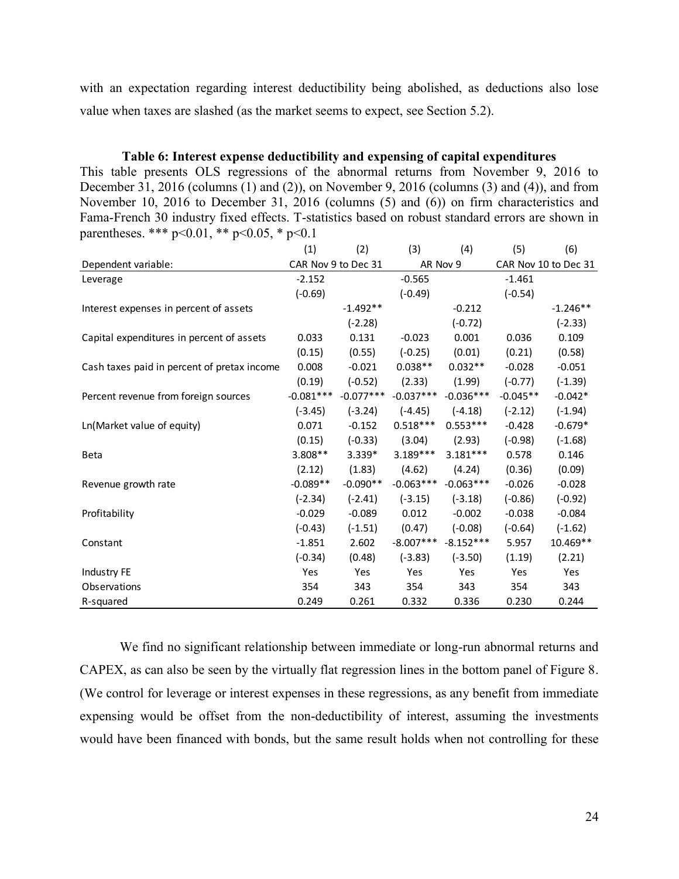with an expectation regarding interest deductibility being abolished, as deductions also lose value when taxes are slashed (as the market seems to expect, see Section 5.2).

**Table 6: Interest expense deductibility and expensing of capital expenditures**

This table presents OLS regressions of the abnormal returns from November 9, 2016 to December 31, 2016 (columns (1) and (2)), on November 9, 2016 (columns (3) and (4)), and from November 10, 2016 to December 31, 2016 (columns (5) and (6)) on firm characteristics and Fama-French 30 industry fixed effects. T-statistics based on robust standard errors are shown in parentheses. *** p<0.01, ** p<0.05, * p<0.1

| | (1) | (2) | (3) | (4) | (5) | (6) |
|---|---|---|---|---|---|---|
| Dependent variable: | CAR Nov 9 to Dec 31 | | AR Nov 9 | | CAR Nov 10 to Dec 31 | |
| Leverage | -2.152 | | -0.565 | | -1.461 | |
| | (-0.69) | | (-0.49) | | (-0.54) | |
| Interest expenses in percent of assets | | -1.492** | | -0.212 | | -1.246** |
| | | (-2.28) | | (-0.72) | | (-2.33) |
| Capital expenditures in percent of assets | 0.033 | 0.131 | -0.023 | 0.001 | 0.036 | 0.109 |
| | (0.15) | (0.55) | (-0.25) | (0.01) | (0.21) | (0.58) |
| Cash taxes paid in percent of pretax income | 0.008 | -0.021 | 0.038** | 0.032** | -0.028 | -0.051 |
| | (0.19) | (-0.52) | (2.33) | (1.99) | (-0.77) | (-1.39) |
| Percent revenue from foreign sources | -0.081*** | -0.077*** | -0.037*** | -0.036*** | -0.045** | -0.042* |
| | (-3.45) | (-3.24) | (-4.45) | (-4.18) | (-2.12) | (-1.94) |
| Ln(Market value of equity) | 0.071 | -0.152 | 0.518*** | 0.553*** | -0.428 | -0.679* |
| | (0.15) | (-0.33) | (3.04) | (2.93) | (-0.98) | (-1.68) |
| Beta | 3.808** | 3.339* | 3.189*** | 3.181*** | 0.578 | 0.146 |
| | (2.12) | (1.83) | (4.62) | (4.24) | (0.36) | (0.09) |
| Revenue growth rate | -0.089** | -0.090** | -0.063*** | -0.063*** | -0.026 | -0.028 |
| | (-2.34) | (-2.41) | (-3.15) | (-3.18) | (-0.86) | (-0.92) |
| Profitability | -0.029 | -0.089 | 0.012 | -0.002 | -0.038 | -0.084 |
| | (-0.43) | (-1.51) | (0.47) | (-0.08) | (-0.64) | (-1.62) |
| Constant | -1.851 | 2.602 | -8.007*** | -8.152*** | 5.957 | 10.469** |
| | (-0.34) | (0.48) | (-3.83) | (-3.50) | (1.19) | (2.21) |
| Industry FE | Yes | Yes | Yes | Yes | Yes | Yes |
| Observations | 354 | 343 | 354 | 343 | 354 | 343 |
| R-squared | 0.249 | 0.261 | 0.332 | 0.336 | 0.230 | 0.244 |

We find no significant relationship between immediate or long-run abnormal returns and CAPEX, as can also be seen by the virtually flat regression lines in the bottom panel of Figure 8. (We control for leverage or interest expenses in these regressions, as any benefit from immediate expensing would be offset from the non-deductibility of interest, assuming the investments would have been financed with bonds, but the same result holds when not controlling for these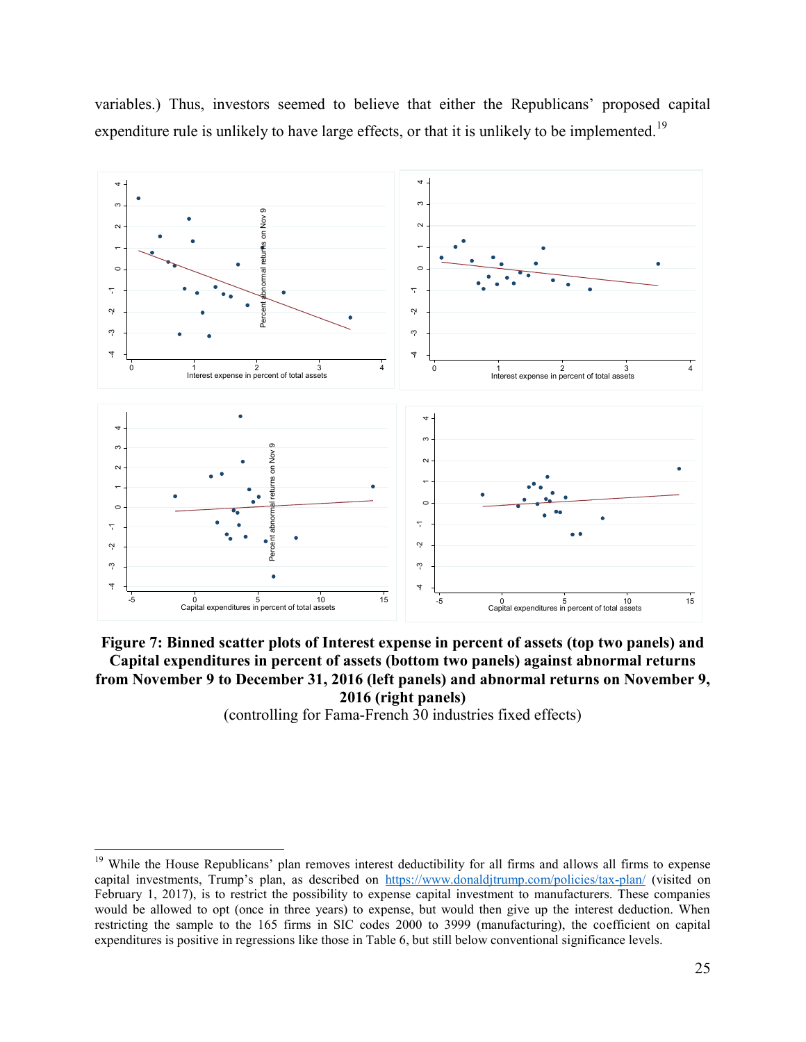variables.) Thus, investors seemed to believe that either the Republicans' proposed capital expenditure rule is unlikely to have large effects, or that it is unlikely to be implemented.[19]

**Figure 7: Binned scatter plots of Interest expense in percent of assets (top two panels) and Capital expenditures in percent of assets (bottom two panels) against abnormal returns from November 9 to December 31, 2016 (left panels) and abnormal returns on November 9, 2016 (right panels)**

(controlling for Fama-French 30 industries fixed effects)

---

[19] While the House Republicans' plan removes interest deductibility for all firms and allows all firms to expense capital investments, Trump's plan, as described on https://www.donaldjtrump.com/policies/tax-plan/ (visited on February 1, 2017), is to restrict the possibility to expense capital investment to manufacturers. These companies would be allowed to opt (once in three years) to expense, but would then give up the interest deduction. When restricting the sample to the 165 firms in SIC codes 2000 to 3999 (manufacturing), the coefficient on capital expenditures is positive in regressions like those in Table 6, but still below conventional significance levels.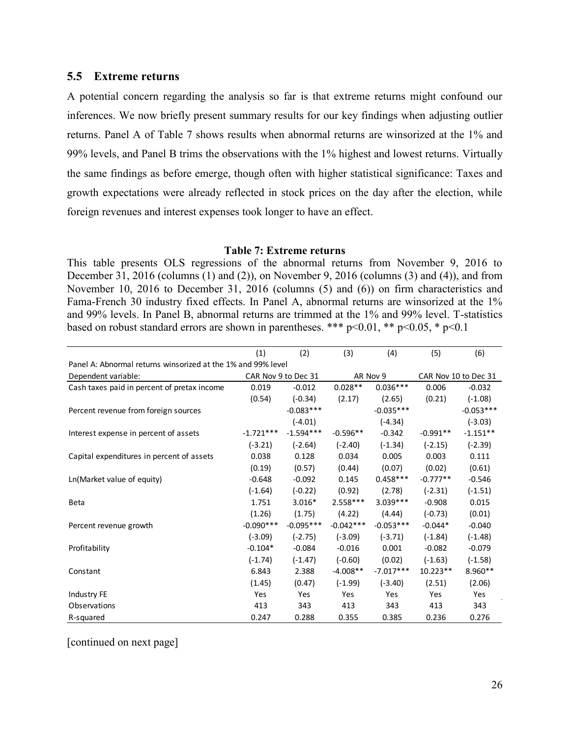### 5.5 Extreme returns

A potential concern regarding the analysis so far is that extreme returns might confound our inferences. We now briefly present summary results for our key findings when adjusting outlier returns. Panel A of Table 7 shows results when abnormal returns are winsorized at the 1% and 99% levels, and Panel B trims the observations with the 1% highest and lowest returns. Virtually the same findings as before emerge, though often with higher statistical significance: Taxes and growth expectations were already reflected in stock prices on the day after the election, while foreign revenues and interest expenses took longer to have an effect.

**Table 7: Extreme returns**

This table presents OLS regressions of the abnormal returns from November 9, 2016 to December 31, 2016 (columns (1) and (2)), on November 9, 2016 (columns (3) and (4)), and from November 10, 2016 to December 31, 2016 (columns (5) and (6)) on firm characteristics and Fama-French 30 industry fixed effects. In Panel A, abnormal returns are winsorized at the 1% and 99% levels. In Panel B, abnormal returns are trimmed at the 1% and 99% level. T-statistics based on robust standard errors are shown in parentheses. *** p<0.01, ** p<0.05, * p<0.1

| | (1) | (2) | (3) | (4) | (5) | (6) |
|---|---|---|---|---|---|---|
| Panel A: Abnormal returns winsorized at the 1% and 99% level | | | | | | |
| Dependent variable: | CAR Nov 9 to Dec 31 | | AR Nov 9 | | CAR Nov 10 to Dec 31 | |
| Cash taxes paid in percent of pretax income | 0.019 | -0.012 | 0.028** | 0.036*** | 0.006 | -0.032 |
| | (0.54) | (-0.34) | (2.17) | (2.65) | (0.21) | (-1.08) |
| Percent revenue from foreign sources | | -0.083*** | | -0.035*** | | -0.053*** |
| | | (-4.01) | | (-4.34) | | (-3.03) |
| Interest expense in percent of assets | -1.721*** | -1.594*** | -0.596** | -0.342 | -0.991** | -1.151** |
| | (-3.21) | (-2.64) | (-2.40) | (-1.34) | (-2.15) | (-2.39) |
| Capital expenditures in percent of assets | 0.038 | 0.128 | 0.034 | 0.005 | 0.003 | 0.111 |
| | (0.19) | (0.57) | (0.44) | (0.07) | (0.02) | (0.61) |
| Ln(Market value of equity) | -0.648 | -0.092 | 0.145 | 0.458*** | -0.777** | -0.546 |
| | (-1.64) | (-0.22) | (0.92) | (2.78) | (-2.31) | (-1.51) |
| Beta | 1.751 | 3.016* | 2.558*** | 3.039*** | -0.908 | 0.015 |
| | (1.26) | (1.75) | (4.22) | (4.44) | (-0.73) | (0.01) |
| Percent revenue growth | -0.090*** | -0.095*** | -0.042*** | -0.053*** | -0.044* | -0.040 |
| | (-3.09) | (-2.75) | (-3.09) | (-3.71) | (-1.84) | (-1.48) |
| Profitability | -0.104* | -0.084 | -0.016 | 0.001 | -0.082 | -0.079 |
| | (-1.74) | (-1.47) | (-0.60) | (0.02) | (-1.63) | (-1.58) |
| Constant | 6.843 | 2.388 | -4.008** | -7.017*** | 10.223** | 8.960** |
| | (1.45) | (0.47) | (-1.99) | (-3.40) | (2.51) | (2.06) |
| Industry FE | Yes | Yes | Yes | Yes | Yes | Yes |
| Observations | 413 | 343 | 413 | 343 | 413 | 343 |
| R-squared | 0.247 | 0.288 | 0.355 | 0.385 | 0.236 | 0.276 |

[continued on next page]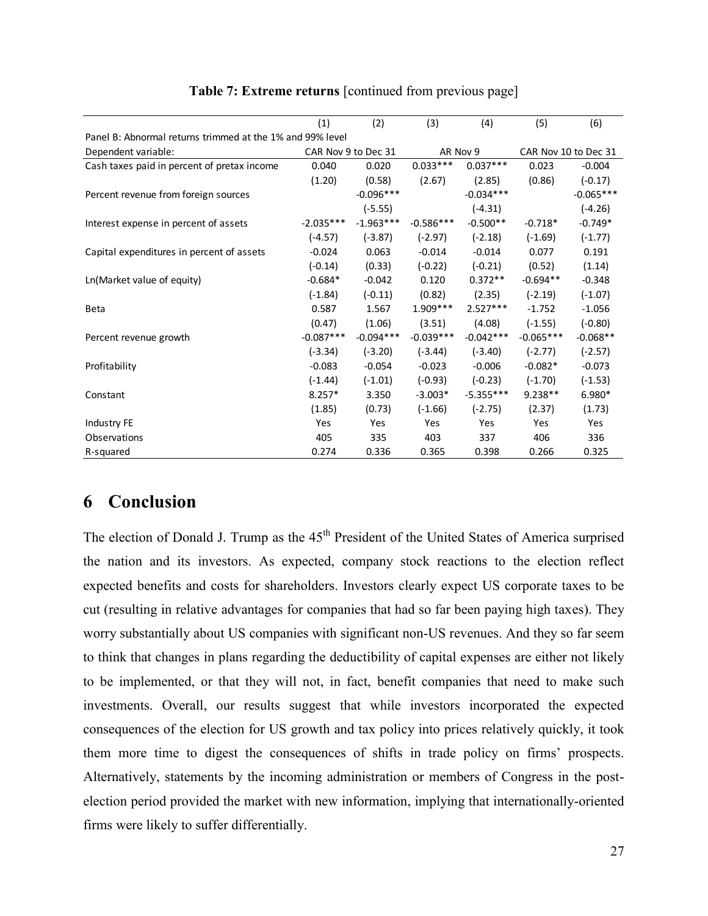**Table 7: Extreme returns** [continued from previous page]

| | (1) | (2) | (3) | (4) | (5) | (6) |
|---|---|---|---|---|---|---|
| Panel B: Abnormal returns trimmed at the 1% and 99% level | | | | | | |
| Dependent variable: | CAR Nov 9 to Dec 31 | | AR Nov 9 | | CAR Nov 10 to Dec 31 | |
| Cash taxes paid in percent of pretax income | 0.040 | 0.020 | 0.033*** | 0.037*** | 0.023 | -0.004 |
| | (1.20) | (0.58) | (2.67) | (2.85) | (0.86) | (-0.17) |
| Percent revenue from foreign sources | | -0.096*** | | -0.034*** | | -0.065*** |
| | | (-5.55) | | (-4.31) | | (-4.26) |
| Interest expense in percent of assets | -2.035*** | -1.963*** | -0.586*** | -0.500** | -0.718* | -0.749* |
| | (-4.57) | (-3.87) | (-2.97) | (-2.18) | (-1.69) | (-1.77) |
| Capital expenditures in percent of assets | -0.024 | 0.063 | -0.014 | -0.014 | 0.077 | 0.191 |
| | (-0.14) | (0.33) | (-0.22) | (-0.21) | (0.52) | (1.14) |
| Ln(Market value of equity) | -0.684* | -0.042 | 0.120 | 0.372** | -0.694** | -0.348 |
| | (-1.84) | (-0.11) | (0.82) | (2.35) | (-2.19) | (-1.07) |
| Beta | 0.587 | 1.567 | 1.909*** | 2.527*** | -1.752 | -1.056 |
| | (0.47) | (1.06) | (3.51) | (4.08) | (-1.55) | (-0.80) |
| Percent revenue growth | -0.087*** | -0.094*** | -0.039*** | -0.042*** | -0.065*** | -0.068** |
| | (-3.34) | (-3.20) | (-3.44) | (-3.40) | (-2.77) | (-2.57) |
| Profitability | -0.083 | -0.054 | -0.023 | -0.006 | -0.082* | -0.073 |
| | (-1.44) | (-1.01) | (-0.93) | (-0.23) | (-1.70) | (-1.53) |
| Constant | 8.257* | 3.350 | -3.003* | -5.355*** | 9.238** | 6.980* |
| | (1.85) | (0.73) | (-1.66) | (-2.75) | (2.37) | (1.73) |
| Industry FE | Yes | Yes | Yes | Yes | Yes | Yes |
| Observations | 405 | 335 | 403 | 337 | 406 | 336 |
| R-squared | 0.274 | 0.336 | 0.365 | 0.398 | 0.266 | 0.325 |

# 6 Conclusion

The election of Donald J. Trump as the 45th President of the United States of America surprised the nation and its investors. As expected, company stock reactions to the election reflect expected benefits and costs for shareholders. Investors clearly expect US corporate taxes to be cut (resulting in relative advantages for companies that had so far been paying high taxes). They worry substantially about US companies with significant non-US revenues. And they so far seem to think that changes in plans regarding the deductibility of capital expenses are either not likely to be implemented, or that they will not, in fact, benefit companies that need to make such investments. Overall, our results suggest that while investors incorporated the expected consequences of the election for US growth and tax policy into prices relatively quickly, it took them more time to digest the consequences of shifts in trade policy on firms' prospects. Alternatively, statements by the incoming administration or members of Congress in the post-election period provided the market with new information, implying that internationally-oriented firms were likely to suffer differentially.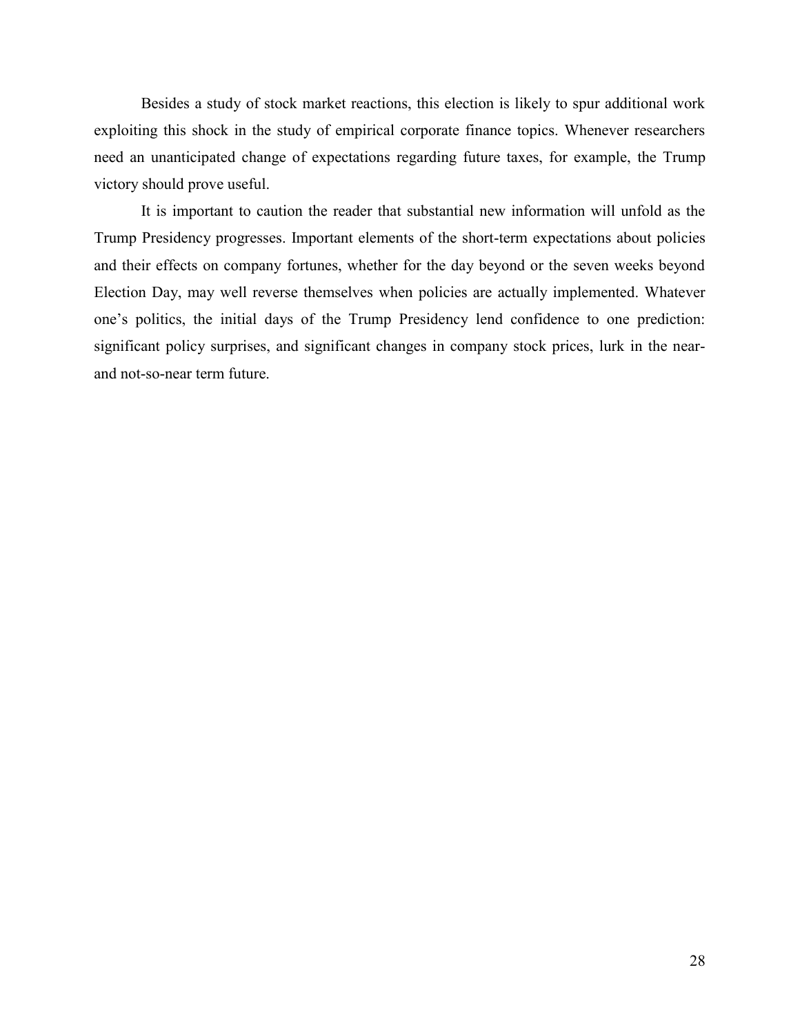Besides a study of stock market reactions, this election is likely to spur additional work exploiting this shock in the study of empirical corporate finance topics. Whenever researchers need an unanticipated change of expectations regarding future taxes, for example, the Trump victory should prove useful.

It is important to caution the reader that substantial new information will unfold as the Trump Presidency progresses. Important elements of the short-term expectations about policies and their effects on company fortunes, whether for the day beyond or the seven weeks beyond Election Day, may well reverse themselves when policies are actually implemented. Whatever one's politics, the initial days of the Trump Presidency lend confidence to one prediction: significant policy surprises, and significant changes in company stock prices, lurk in the near- and not-so-near term future.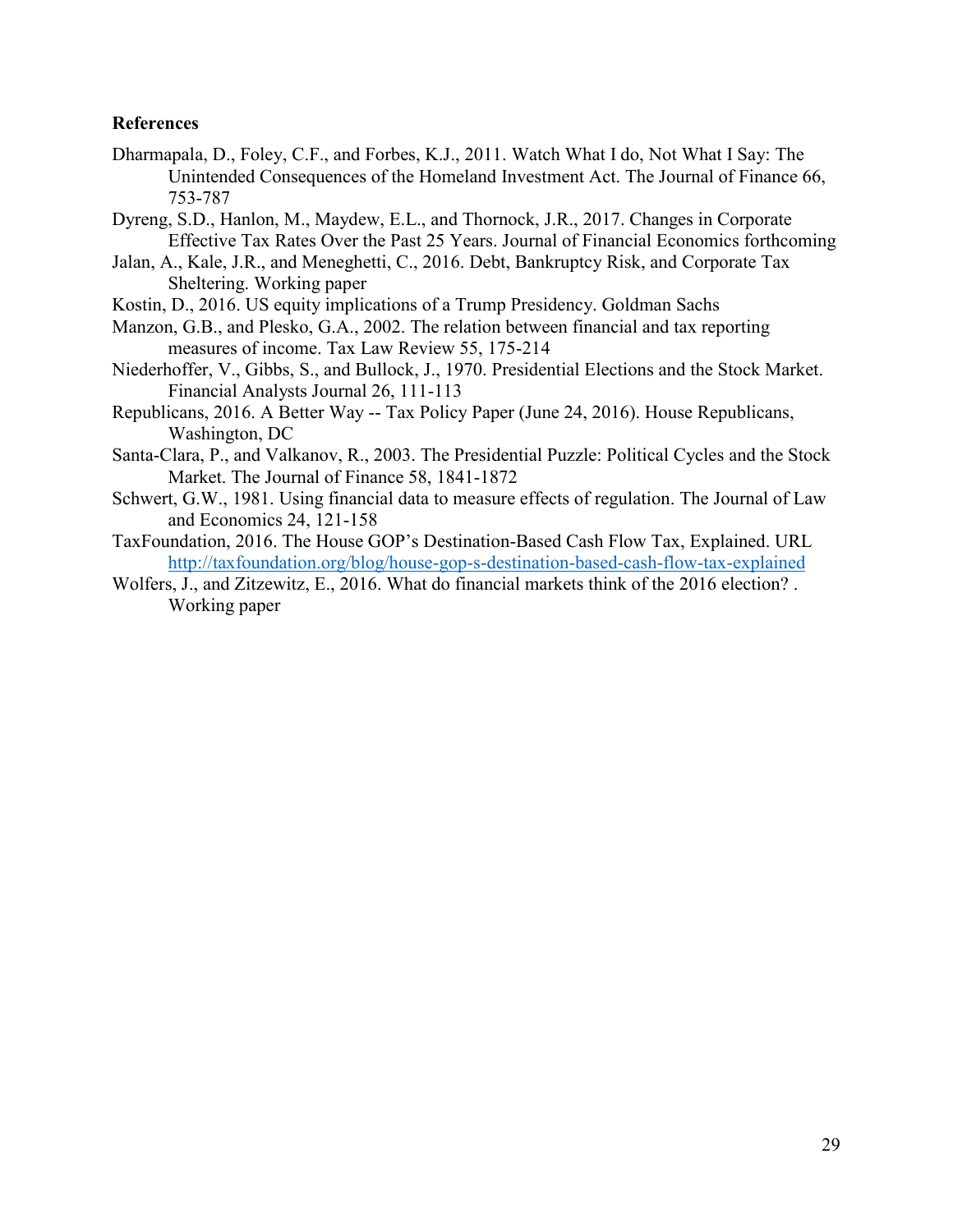**References**

Dharmapala, D., Foley, C.F., and Forbes, K.J., 2011. Watch What I do, Not What I Say: The Unintended Consequences of the Homeland Investment Act. The Journal of Finance 66, 753-787

Dyreng, S.D., Hanlon, M., Maydew, E.L., and Thornock, J.R., 2017. Changes in Corporate Effective Tax Rates Over the Past 25 Years. Journal of Financial Economics forthcoming

Jalan, A., Kale, J.R., and Meneghetti, C., 2016. Debt, Bankruptcy Risk, and Corporate Tax Sheltering. Working paper

Kostin, D., 2016. US equity implications of a Trump Presidency. Goldman Sachs

Manzon, G.B., and Plesko, G.A., 2002. The relation between financial and tax reporting measures of income. Tax Law Review 55, 175-214

Niederhoffer, V., Gibbs, S., and Bullock, J., 1970. Presidential Elections and the Stock Market. Financial Analysts Journal 26, 111-113

Republicans, 2016. A Better Way -- Tax Policy Paper (June 24, 2016). House Republicans, Washington, DC

Santa-Clara, P., and Valkanov, R., 2003. The Presidential Puzzle: Political Cycles and the Stock Market. The Journal of Finance 58, 1841-1872

Schwert, G.W., 1981. Using financial data to measure effects of regulation. The Journal of Law and Economics 24, 121-158

TaxFoundation, 2016. The House GOP's Destination-Based Cash Flow Tax, Explained. URL http://taxfoundation.org/blog/house-gop-s-destination-based-cash-flow-tax-explained

Wolfers, J., and Zitzewitz, E., 2016. What do financial markets think of the 2016 election? . Working paper